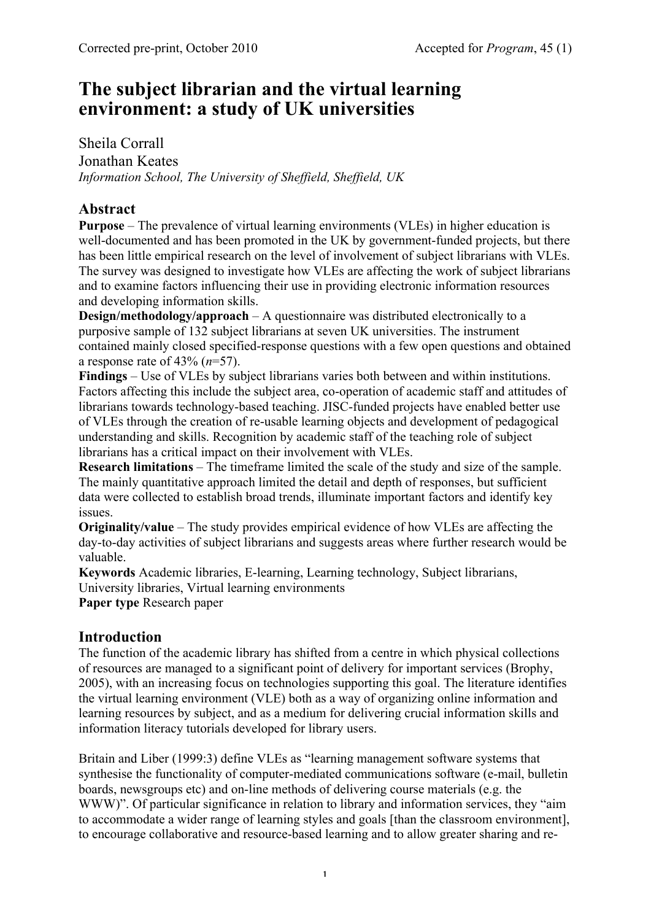# The subject librarian and the virtual learning environment: a study of UK universities

Sheila Corrall
Jonathan Keates
*Information School, The University of Sheffield, Sheffield, UK*

## Abstract

**Purpose** – The prevalence of virtual learning environments (VLEs) in higher education is well-documented and has been promoted in the UK by government-funded projects, but there has been little empirical research on the level of involvement of subject librarians with VLEs. The survey was designed to investigate how VLEs are affecting the work of subject librarians and to examine factors influencing their use in providing electronic information resources and developing information skills.

**Design/methodology/approach** – A questionnaire was distributed electronically to a purposive sample of 132 subject librarians at seven UK universities. The instrument contained mainly closed specified-response questions with a few open questions and obtained a response rate of 43% (*n*=57).

**Findings** – Use of VLEs by subject librarians varies both between and within institutions. Factors affecting this include the subject area, co-operation of academic staff and attitudes of librarians towards technology-based teaching. JISC-funded projects have enabled better use of VLEs through the creation of re-usable learning objects and development of pedagogical understanding and skills. Recognition by academic staff of the teaching role of subject librarians has a critical impact on their involvement with VLEs.

**Research limitations** – The timeframe limited the scale of the study and size of the sample. The mainly quantitative approach limited the detail and depth of responses, but sufficient data were collected to establish broad trends, illuminate important factors and identify key issues.

**Originality/value** – The study provides empirical evidence of how VLEs are affecting the day-to-day activities of subject librarians and suggests areas where further research would be valuable.

**Keywords** Academic libraries, E-learning, Learning technology, Subject librarians, University libraries, Virtual learning environments

**Paper type** Research paper

## Introduction

The function of the academic library has shifted from a centre in which physical collections of resources are managed to a significant point of delivery for important services (Brophy, 2005), with an increasing focus on technologies supporting this goal. The literature identifies the virtual learning environment (VLE) both as a way of organizing online information and learning resources by subject, and as a medium for delivering crucial information skills and information literacy tutorials developed for library users.

Britain and Liber (1999:3) define VLEs as "learning management software systems that synthesise the functionality of computer-mediated communications software (e-mail, bulletin boards, newsgroups etc) and on-line methods of delivering course materials (e.g. the WWW)". Of particular significance in relation to library and information services, they "aim to accommodate a wider range of learning styles and goals [than the classroom environment], to encourage collaborative and resource-based learning and to allow greater sharing and re-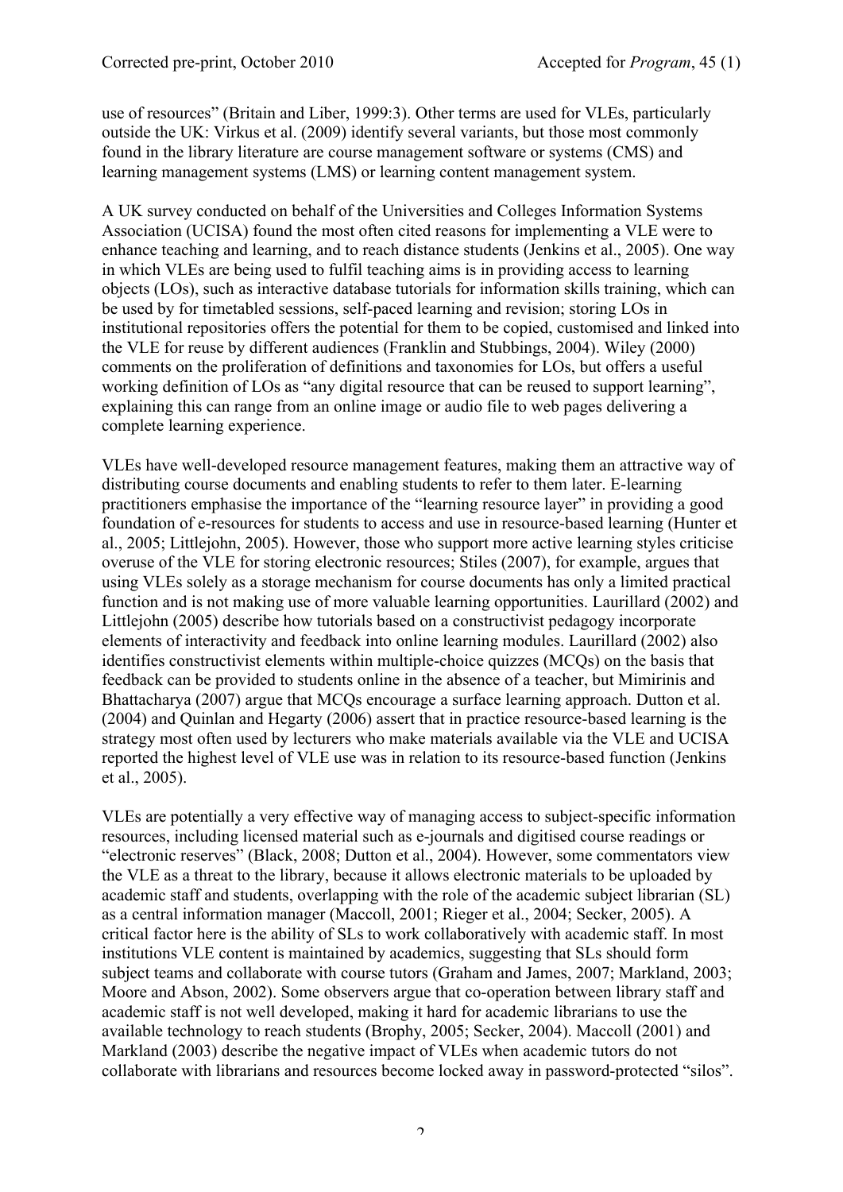use of resources" (Britain and Liber, 1999:3). Other terms are used for VLEs, particularly outside the UK: Virkus et al. (2009) identify several variants, but those most commonly found in the library literature are course management software or systems (CMS) and learning management systems (LMS) or learning content management system.

A UK survey conducted on behalf of the Universities and Colleges Information Systems Association (UCISA) found the most often cited reasons for implementing a VLE were to enhance teaching and learning, and to reach distance students (Jenkins et al., 2005). One way in which VLEs are being used to fulfil teaching aims is in providing access to learning objects (LOs), such as interactive database tutorials for information skills training, which can be used by for timetabled sessions, self-paced learning and revision; storing LOs in institutional repositories offers the potential for them to be copied, customised and linked into the VLE for reuse by different audiences (Franklin and Stubbings, 2004). Wiley (2000) comments on the proliferation of definitions and taxonomies for LOs, but offers a useful working definition of LOs as "any digital resource that can be reused to support learning", explaining this can range from an online image or audio file to web pages delivering a complete learning experience.

VLEs have well-developed resource management features, making them an attractive way of distributing course documents and enabling students to refer to them later. E-learning practitioners emphasise the importance of the "learning resource layer" in providing a good foundation of e-resources for students to access and use in resource-based learning (Hunter et al., 2005; Littlejohn, 2005). However, those who support more active learning styles criticise overuse of the VLE for storing electronic resources; Stiles (2007), for example, argues that using VLEs solely as a storage mechanism for course documents has only a limited practical function and is not making use of more valuable learning opportunities. Laurillard (2002) and Littlejohn (2005) describe how tutorials based on a constructivist pedagogy incorporate elements of interactivity and feedback into online learning modules. Laurillard (2002) also identifies constructivist elements within multiple-choice quizzes (MCQs) on the basis that feedback can be provided to students online in the absence of a teacher, but Mimirinis and Bhattacharya (2007) argue that MCQs encourage a surface learning approach. Dutton et al. (2004) and Quinlan and Hegarty (2006) assert that in practice resource-based learning is the strategy most often used by lecturers who make materials available via the VLE and UCISA reported the highest level of VLE use was in relation to its resource-based function (Jenkins et al., 2005).

VLEs are potentially a very effective way of managing access to subject-specific information resources, including licensed material such as e-journals and digitised course readings or "electronic reserves" (Black, 2008; Dutton et al., 2004). However, some commentators view the VLE as a threat to the library, because it allows electronic materials to be uploaded by academic staff and students, overlapping with the role of the academic subject librarian (SL) as a central information manager (Maccoll, 2001; Rieger et al., 2004; Secker, 2005). A critical factor here is the ability of SLs to work collaboratively with academic staff. In most institutions VLE content is maintained by academics, suggesting that SLs should form subject teams and collaborate with course tutors (Graham and James, 2007; Markland, 2003; Moore and Abson, 2002). Some observers argue that co-operation between library staff and academic staff is not well developed, making it hard for academic librarians to use the available technology to reach students (Brophy, 2005; Secker, 2004). Maccoll (2001) and Markland (2003) describe the negative impact of VLEs when academic tutors do not collaborate with librarians and resources become locked away in password-protected "silos".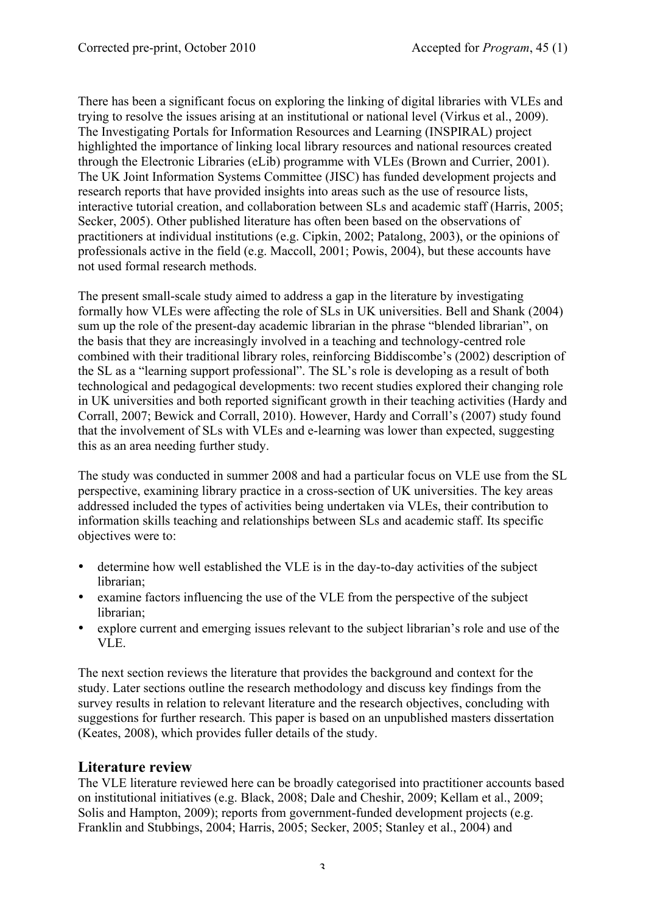There has been a significant focus on exploring the linking of digital libraries with VLEs and trying to resolve the issues arising at an institutional or national level (Virkus et al., 2009). The Investigating Portals for Information Resources and Learning (INSPIRAL) project highlighted the importance of linking local library resources and national resources created through the Electronic Libraries (eLib) programme with VLEs (Brown and Currier, 2001). The UK Joint Information Systems Committee (JISC) has funded development projects and research reports that have provided insights into areas such as the use of resource lists, interactive tutorial creation, and collaboration between SLs and academic staff (Harris, 2005; Secker, 2005). Other published literature has often been based on the observations of practitioners at individual institutions (e.g. Cipkin, 2002; Patalong, 2003), or the opinions of professionals active in the field (e.g. Maccoll, 2001; Powis, 2004), but these accounts have not used formal research methods.

The present small-scale study aimed to address a gap in the literature by investigating formally how VLEs were affecting the role of SLs in UK universities. Bell and Shank (2004) sum up the role of the present-day academic librarian in the phrase "blended librarian", on the basis that they are increasingly involved in a teaching and technology-centred role combined with their traditional library roles, reinforcing Biddiscombe's (2002) description of the SL as a "learning support professional". The SL's role is developing as a result of both technological and pedagogical developments: two recent studies explored their changing role in UK universities and both reported significant growth in their teaching activities (Hardy and Corrall, 2007; Bewick and Corrall, 2010). However, Hardy and Corrall's (2007) study found that the involvement of SLs with VLEs and e-learning was lower than expected, suggesting this as an area needing further study.

The study was conducted in summer 2008 and had a particular focus on VLE use from the SL perspective, examining library practice in a cross-section of UK universities. The key areas addressed included the types of activities being undertaken via VLEs, their contribution to information skills teaching and relationships between SLs and academic staff. Its specific objectives were to:

- determine how well established the VLE is in the day-to-day activities of the subject librarian;
- examine factors influencing the use of the VLE from the perspective of the subject librarian;
- explore current and emerging issues relevant to the subject librarian's role and use of the VLE.

The next section reviews the literature that provides the background and context for the study. Later sections outline the research methodology and discuss key findings from the survey results in relation to relevant literature and the research objectives, concluding with suggestions for further research. This paper is based on an unpublished masters dissertation (Keates, 2008), which provides fuller details of the study.

## Literature review

The VLE literature reviewed here can be broadly categorised into practitioner accounts based on institutional initiatives (e.g. Black, 2008; Dale and Cheshir, 2009; Kellam et al., 2009; Solis and Hampton, 2009); reports from government-funded development projects (e.g. Franklin and Stubbings, 2004; Harris, 2005; Secker, 2005; Stanley et al., 2004) and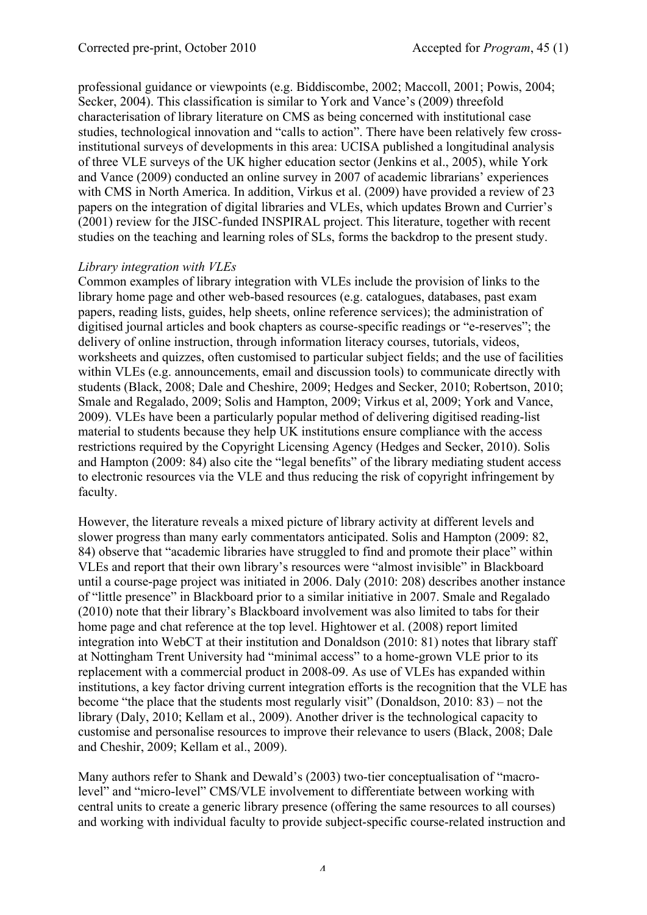professional guidance or viewpoints (e.g. Biddiscombe, 2002; Maccoll, 2001; Powis, 2004; Secker, 2004). This classification is similar to York and Vance's (2009) threefold characterisation of library literature on CMS as being concerned with institutional case studies, technological innovation and "calls to action". There have been relatively few cross-institutional surveys of developments in this area: UCISA published a longitudinal analysis of three VLE surveys of the UK higher education sector (Jenkins et al., 2005), while York and Vance (2009) conducted an online survey in 2007 of academic librarians' experiences with CMS in North America. In addition, Virkus et al. (2009) have provided a review of 23 papers on the integration of digital libraries and VLEs, which updates Brown and Currier's (2001) review for the JISC-funded INSPIRAL project. This literature, together with recent studies on the teaching and learning roles of SLs, forms the backdrop to the present study.

*Library integration with VLEs*

Common examples of library integration with VLEs include the provision of links to the library home page and other web-based resources (e.g. catalogues, databases, past exam papers, reading lists, guides, help sheets, online reference services); the administration of digitised journal articles and book chapters as course-specific readings or "e-reserves"; the delivery of online instruction, through information literacy courses, tutorials, videos, worksheets and quizzes, often customised to particular subject fields; and the use of facilities within VLEs (e.g. announcements, email and discussion tools) to communicate directly with students (Black, 2008; Dale and Cheshire, 2009; Hedges and Secker, 2010; Robertson, 2010; Smale and Regalado, 2009; Solis and Hampton, 2009; Virkus et al, 2009; York and Vance, 2009). VLEs have been a particularly popular method of delivering digitised reading-list material to students because they help UK institutions ensure compliance with the access restrictions required by the Copyright Licensing Agency (Hedges and Secker, 2010). Solis and Hampton (2009: 84) also cite the "legal benefits" of the library mediating student access to electronic resources via the VLE and thus reducing the risk of copyright infringement by faculty.

However, the literature reveals a mixed picture of library activity at different levels and slower progress than many early commentators anticipated. Solis and Hampton (2009: 82, 84) observe that "academic libraries have struggled to find and promote their place" within VLEs and report that their own library's resources were "almost invisible" in Blackboard until a course-page project was initiated in 2006. Daly (2010: 208) describes another instance of "little presence" in Blackboard prior to a similar initiative in 2007. Smale and Regalado (2010) note that their library's Blackboard involvement was also limited to tabs for their home page and chat reference at the top level. Hightower et al. (2008) report limited integration into WebCT at their institution and Donaldson (2010: 81) notes that library staff at Nottingham Trent University had "minimal access" to a home-grown VLE prior to its replacement with a commercial product in 2008-09. As use of VLEs has expanded within institutions, a key factor driving current integration efforts is the recognition that the VLE has become "the place that the students most regularly visit" (Donaldson, 2010: 83) – not the library (Daly, 2010; Kellam et al., 2009). Another driver is the technological capacity to customise and personalise resources to improve their relevance to users (Black, 2008; Dale and Cheshir, 2009; Kellam et al., 2009).

Many authors refer to Shank and Dewald's (2003) two-tier conceptualisation of "macro-level" and "micro-level" CMS/VLE involvement to differentiate between working with central units to create a generic library presence (offering the same resources to all courses) and working with individual faculty to provide subject-specific course-related instruction and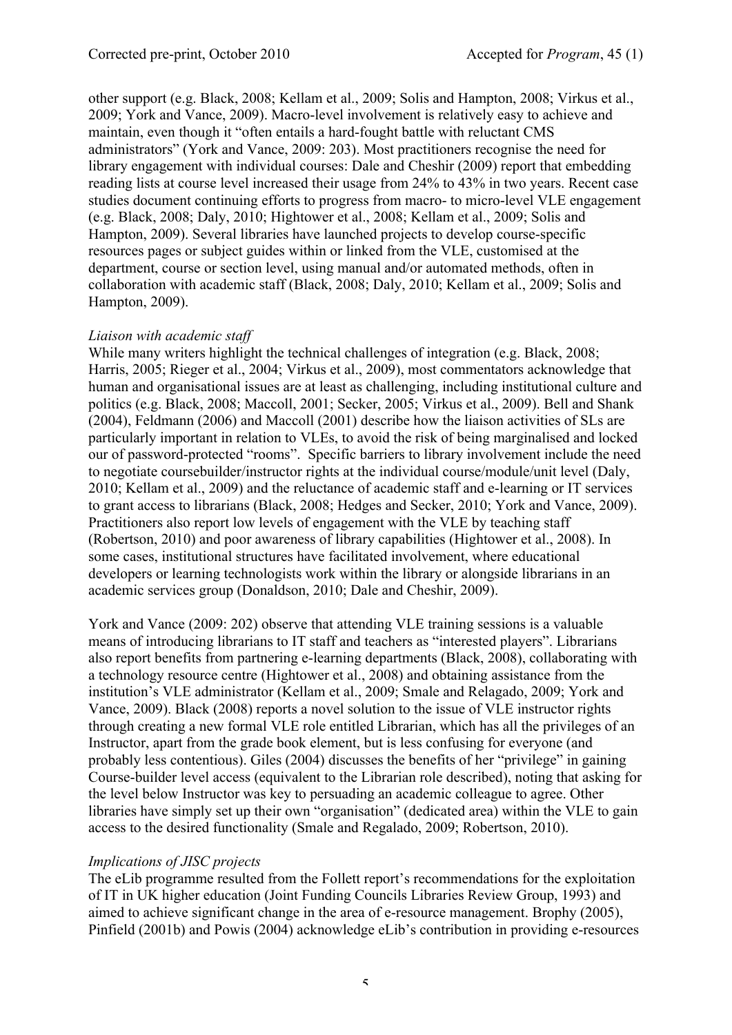other support (e.g. Black, 2008; Kellam et al., 2009; Solis and Hampton, 2008; Virkus et al., 2009; York and Vance, 2009). Macro-level involvement is relatively easy to achieve and maintain, even though it "often entails a hard-fought battle with reluctant CMS administrators" (York and Vance, 2009: 203). Most practitioners recognise the need for library engagement with individual courses: Dale and Cheshir (2009) report that embedding reading lists at course level increased their usage from 24% to 43% in two years. Recent case studies document continuing efforts to progress from macro- to micro-level VLE engagement (e.g. Black, 2008; Daly, 2010; Hightower et al., 2008; Kellam et al., 2009; Solis and Hampton, 2009). Several libraries have launched projects to develop course-specific resources pages or subject guides within or linked from the VLE, customised at the department, course or section level, using manual and/or automated methods, often in collaboration with academic staff (Black, 2008; Daly, 2010; Kellam et al., 2009; Solis and Hampton, 2009).

*Liaison with academic staff*

While many writers highlight the technical challenges of integration (e.g. Black, 2008; Harris, 2005; Rieger et al., 2004; Virkus et al., 2009), most commentators acknowledge that human and organisational issues are at least as challenging, including institutional culture and politics (e.g. Black, 2008; Maccoll, 2001; Secker, 2005; Virkus et al., 2009). Bell and Shank (2004), Feldmann (2006) and Maccoll (2001) describe how the liaison activities of SLs are particularly important in relation to VLEs, to avoid the risk of being marginalised and locked our of password-protected "rooms". Specific barriers to library involvement include the need to negotiate coursebuilder/instructor rights at the individual course/module/unit level (Daly, 2010; Kellam et al., 2009) and the reluctance of academic staff and e-learning or IT services to grant access to librarians (Black, 2008; Hedges and Secker, 2010; York and Vance, 2009). Practitioners also report low levels of engagement with the VLE by teaching staff (Robertson, 2010) and poor awareness of library capabilities (Hightower et al., 2008). In some cases, institutional structures have facilitated involvement, where educational developers or learning technologists work within the library or alongside librarians in an academic services group (Donaldson, 2010; Dale and Cheshir, 2009).

York and Vance (2009: 202) observe that attending VLE training sessions is a valuable means of introducing librarians to IT staff and teachers as "interested players". Librarians also report benefits from partnering e-learning departments (Black, 2008), collaborating with a technology resource centre (Hightower et al., 2008) and obtaining assistance from the institution's VLE administrator (Kellam et al., 2009; Smale and Relagado, 2009; York and Vance, 2009). Black (2008) reports a novel solution to the issue of VLE instructor rights through creating a new formal VLE role entitled Librarian, which has all the privileges of an Instructor, apart from the grade book element, but is less confusing for everyone (and probably less contentious). Giles (2004) discusses the benefits of her "privilege" in gaining Course-builder level access (equivalent to the Librarian role described), noting that asking for the level below Instructor was key to persuading an academic colleague to agree. Other libraries have simply set up their own "organisation" (dedicated area) within the VLE to gain access to the desired functionality (Smale and Regalado, 2009; Robertson, 2010).

*Implications of JISC projects*

The eLib programme resulted from the Follett report's recommendations for the exploitation of IT in UK higher education (Joint Funding Councils Libraries Review Group, 1993) and aimed to achieve significant change in the area of e-resource management. Brophy (2005), Pinfield (2001b) and Powis (2004) acknowledge eLib's contribution in providing e-resources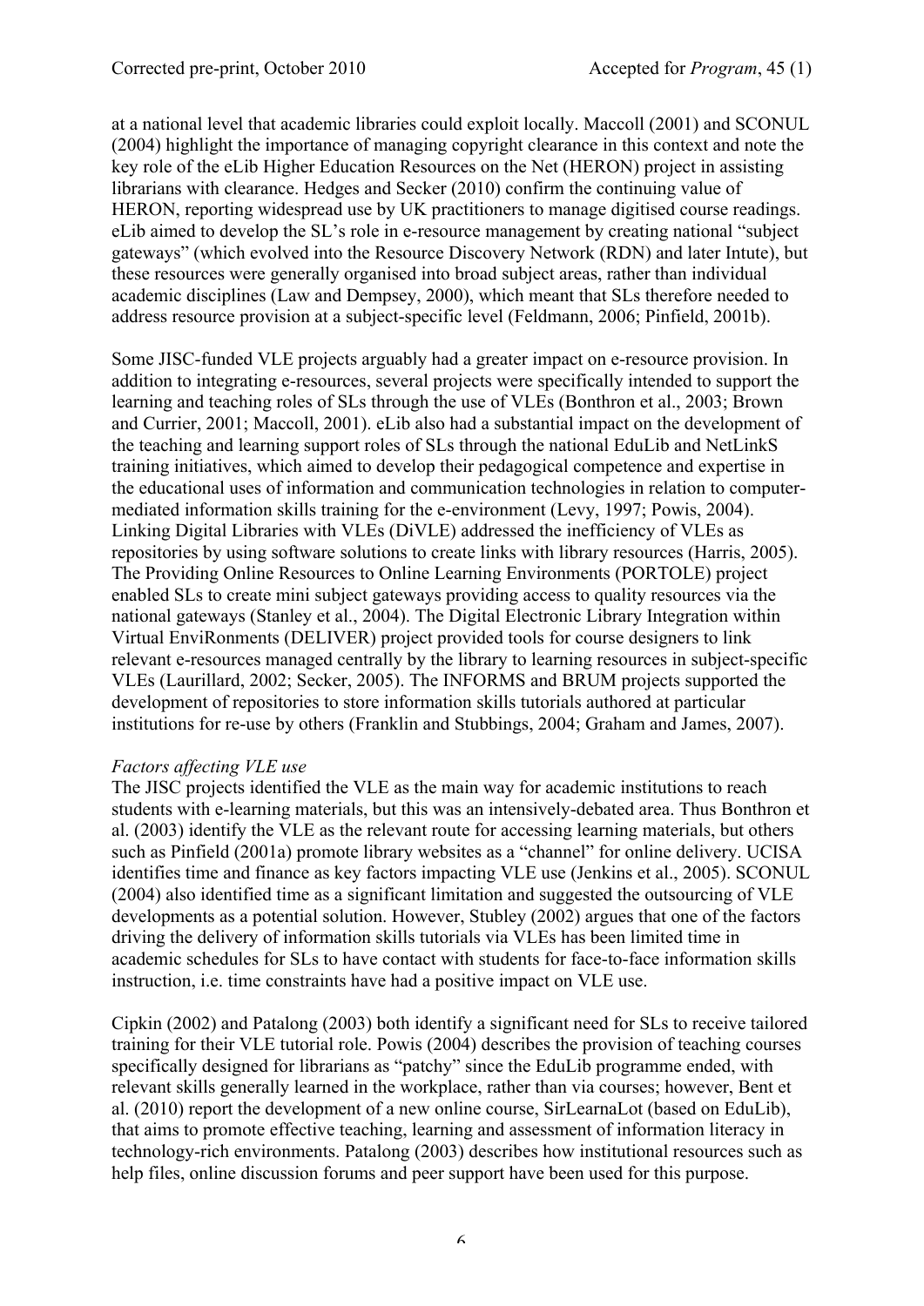at a national level that academic libraries could exploit locally. Maccoll (2001) and SCONUL (2004) highlight the importance of managing copyright clearance in this context and note the key role of the eLib Higher Education Resources on the Net (HERON) project in assisting librarians with clearance. Hedges and Secker (2010) confirm the continuing value of HERON, reporting widespread use by UK practitioners to manage digitised course readings. eLib aimed to develop the SL's role in e-resource management by creating national "subject gateways" (which evolved into the Resource Discovery Network (RDN) and later Intute), but these resources were generally organised into broad subject areas, rather than individual academic disciplines (Law and Dempsey, 2000), which meant that SLs therefore needed to address resource provision at a subject-specific level (Feldmann, 2006; Pinfield, 2001b).

Some JISC-funded VLE projects arguably had a greater impact on e-resource provision. In addition to integrating e-resources, several projects were specifically intended to support the learning and teaching roles of SLs through the use of VLEs (Bonthron et al., 2003; Brown and Currier, 2001; Maccoll, 2001). eLib also had a substantial impact on the development of the teaching and learning support roles of SLs through the national EduLib and NetLinkS training initiatives, which aimed to develop their pedagogical competence and expertise in the educational uses of information and communication technologies in relation to computer-mediated information skills training for the e-environment (Levy, 1997; Powis, 2004). Linking Digital Libraries with VLEs (DiVLE) addressed the inefficiency of VLEs as repositories by using software solutions to create links with library resources (Harris, 2005). The Providing Online Resources to Online Learning Environments (PORTOLE) project enabled SLs to create mini subject gateways providing access to quality resources via the national gateways (Stanley et al., 2004). The Digital Electronic Library Integration within Virtual EnviRonments (DELIVER) project provided tools for course designers to link relevant e-resources managed centrally by the library to learning resources in subject-specific VLEs (Laurillard, 2002; Secker, 2005). The INFORMS and BRUM projects supported the development of repositories to store information skills tutorials authored at particular institutions for re-use by others (Franklin and Stubbings, 2004; Graham and James, 2007).

*Factors affecting VLE use*

The JISC projects identified the VLE as the main way for academic institutions to reach students with e-learning materials, but this was an intensively-debated area. Thus Bonthron et al. (2003) identify the VLE as the relevant route for accessing learning materials, but others such as Pinfield (2001a) promote library websites as a "channel" for online delivery. UCISA identifies time and finance as key factors impacting VLE use (Jenkins et al., 2005). SCONUL (2004) also identified time as a significant limitation and suggested the outsourcing of VLE developments as a potential solution. However, Stubley (2002) argues that one of the factors driving the delivery of information skills tutorials via VLEs has been limited time in academic schedules for SLs to have contact with students for face-to-face information skills instruction, i.e. time constraints have had a positive impact on VLE use.

Cipkin (2002) and Patalong (2003) both identify a significant need for SLs to receive tailored training for their VLE tutorial role. Powis (2004) describes the provision of teaching courses specifically designed for librarians as "patchy" since the EduLib programme ended, with relevant skills generally learned in the workplace, rather than via courses; however, Bent et al. (2010) report the development of a new online course, SirLearnaLot (based on EduLib), that aims to promote effective teaching, learning and assessment of information literacy in technology-rich environments. Patalong (2003) describes how institutional resources such as help files, online discussion forums and peer support have been used for this purpose.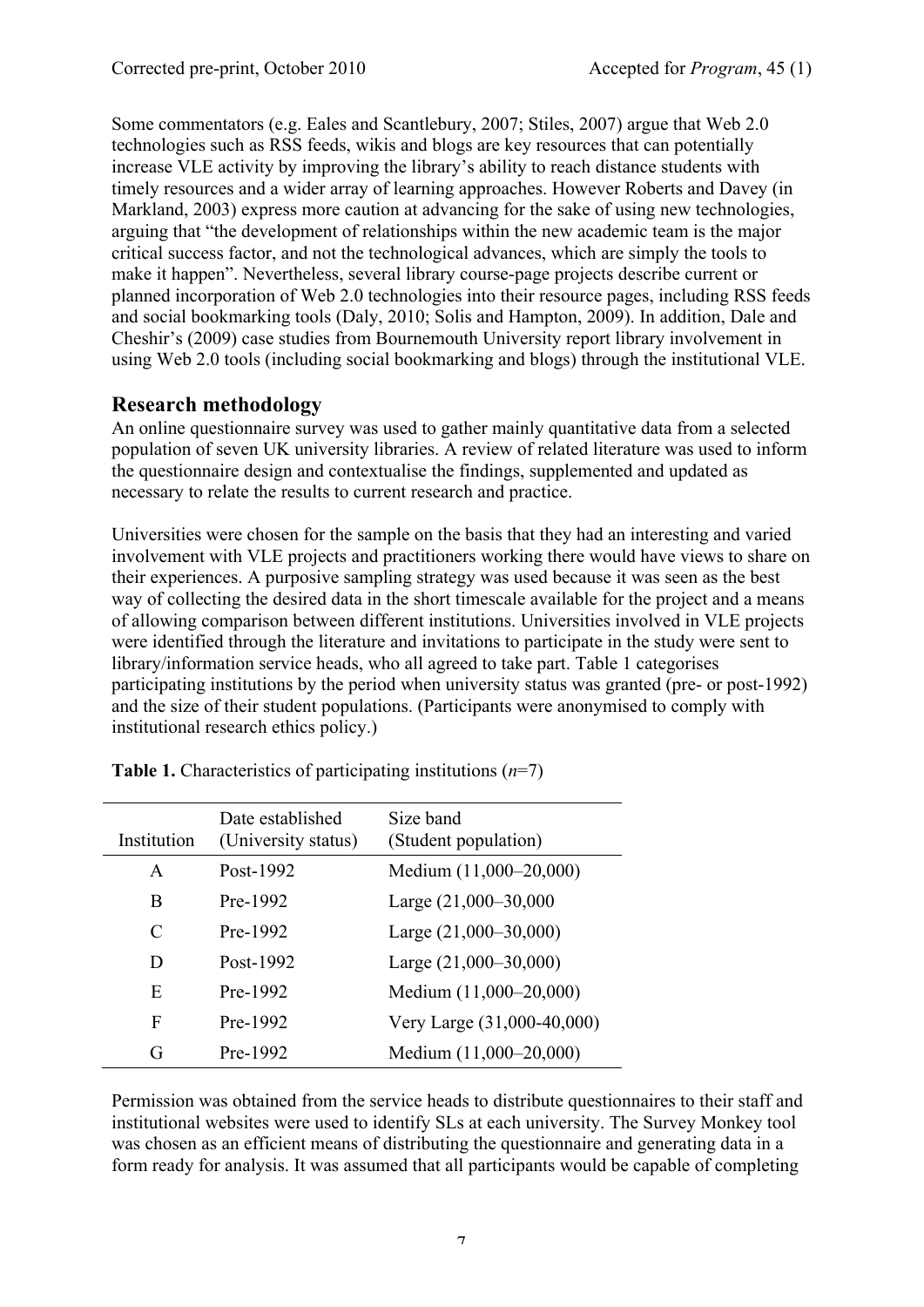Some commentators (e.g. Eales and Scantlebury, 2007; Stiles, 2007) argue that Web 2.0 technologies such as RSS feeds, wikis and blogs are key resources that can potentially increase VLE activity by improving the library's ability to reach distance students with timely resources and a wider array of learning approaches. However Roberts and Davey (in Markland, 2003) express more caution at advancing for the sake of using new technologies, arguing that "the development of relationships within the new academic team is the major critical success factor, and not the technological advances, which are simply the tools to make it happen". Nevertheless, several library course-page projects describe current or planned incorporation of Web 2.0 technologies into their resource pages, including RSS feeds and social bookmarking tools (Daly, 2010; Solis and Hampton, 2009). In addition, Dale and Cheshir's (2009) case studies from Bournemouth University report library involvement in using Web 2.0 tools (including social bookmarking and blogs) through the institutional VLE.

## Research methodology

An online questionnaire survey was used to gather mainly quantitative data from a selected population of seven UK university libraries. A review of related literature was used to inform the questionnaire design and contextualise the findings, supplemented and updated as necessary to relate the results to current research and practice.

Universities were chosen for the sample on the basis that they had an interesting and varied involvement with VLE projects and practitioners working there would have views to share on their experiences. A purposive sampling strategy was used because it was seen as the best way of collecting the desired data in the short timescale available for the project and a means of allowing comparison between different institutions. Universities involved in VLE projects were identified through the literature and invitations to participate in the study were sent to library/information service heads, who all agreed to take part. Table 1 categorises participating institutions by the period when university status was granted (pre- or post-1992) and the size of their student populations. (Participants were anonymised to comply with institutional research ethics policy.)

**Table 1.** Characteristics of participating institutions (*n*=7)

| Institution | Date established (University status) | Size band (Student population) |
|---|---|---|
| A | Post-1992 | Medium (11,000–20,000) |
| B | Pre-1992 | Large (21,000–30,000 |
| C | Pre-1992 | Large (21,000–30,000) |
| D | Post-1992 | Large (21,000–30,000) |
| E | Pre-1992 | Medium (11,000–20,000) |
| F | Pre-1992 | Very Large (31,000-40,000) |
| G | Pre-1992 | Medium (11,000–20,000) |

Permission was obtained from the service heads to distribute questionnaires to their staff and institutional websites were used to identify SLs at each university. The Survey Monkey tool was chosen as an efficient means of distributing the questionnaire and generating data in a form ready for analysis. It was assumed that all participants would be capable of completing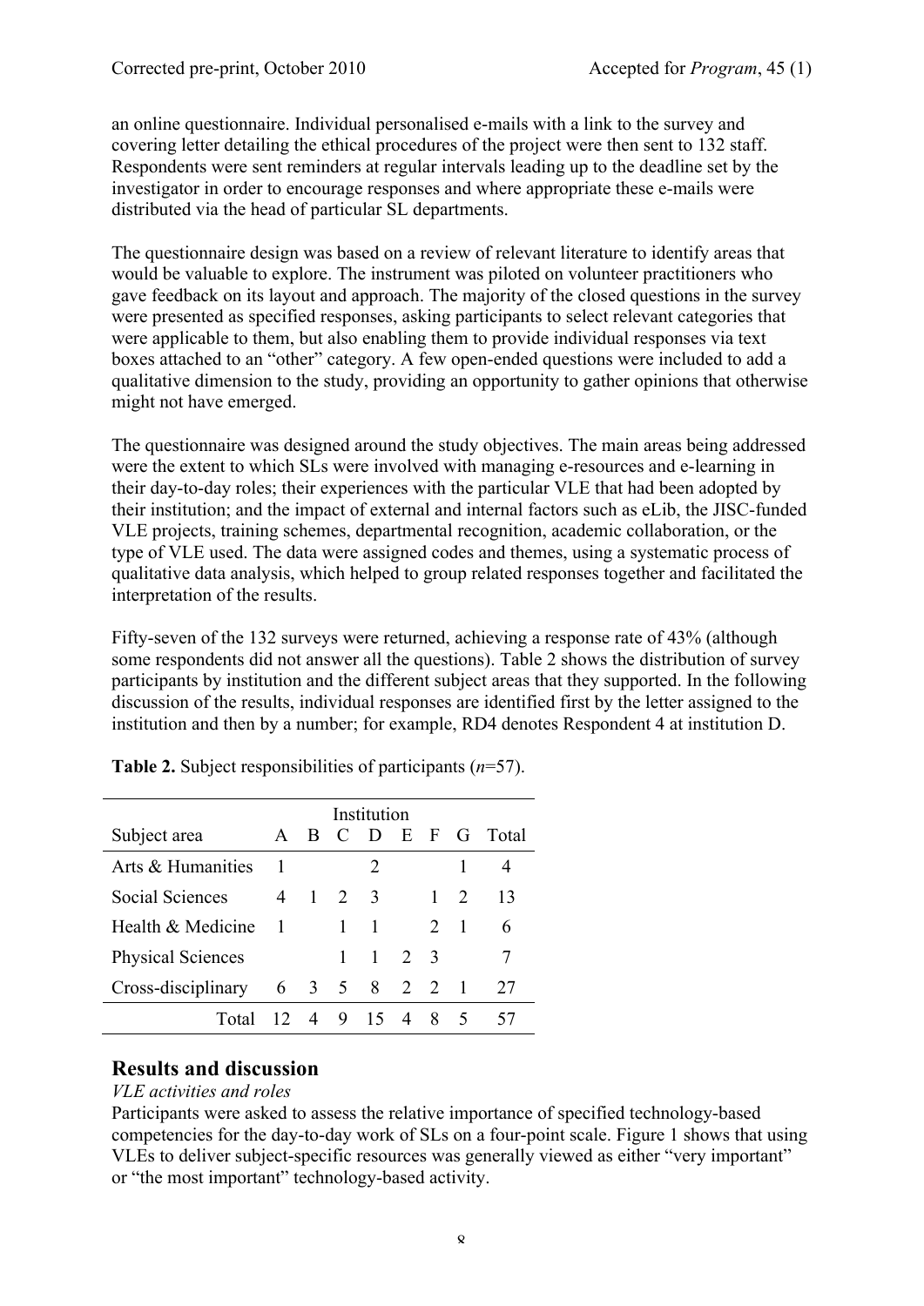an online questionnaire. Individual personalised e-mails with a link to the survey and covering letter detailing the ethical procedures of the project were then sent to 132 staff. Respondents were sent reminders at regular intervals leading up to the deadline set by the investigator in order to encourage responses and where appropriate these e-mails were distributed via the head of particular SL departments.

The questionnaire design was based on a review of relevant literature to identify areas that would be valuable to explore. The instrument was piloted on volunteer practitioners who gave feedback on its layout and approach. The majority of the closed questions in the survey were presented as specified responses, asking participants to select relevant categories that were applicable to them, but also enabling them to provide individual responses via text boxes attached to an "other" category. A few open-ended questions were included to add a qualitative dimension to the study, providing an opportunity to gather opinions that otherwise might not have emerged.

The questionnaire was designed around the study objectives. The main areas being addressed were the extent to which SLs were involved with managing e-resources and e-learning in their day-to-day roles; their experiences with the particular VLE that had been adopted by their institution; and the impact of external and internal factors such as eLib, the JISC-funded VLE projects, training schemes, departmental recognition, academic collaboration, or the type of VLE used. The data were assigned codes and themes, using a systematic process of qualitative data analysis, which helped to group related responses together and facilitated the interpretation of the results.

Fifty-seven of the 132 surveys were returned, achieving a response rate of 43% (although some respondents did not answer all the questions). Table 2 shows the distribution of survey participants by institution and the different subject areas that they supported. In the following discussion of the results, individual responses are identified first by the letter assigned to the institution and then by a number; for example, RD4 denotes Respondent 4 at institution D.

**Table 2.** Subject responsibilities of participants (*n*=57).

| | Institution | | | | | | | |
|---|---|---|---|---|---|---|---|---|
| Subject area | A | B | C | D | E | F | G | Total |
| Arts & Humanities | 1 | | | 2 | | | 1 | 4 |
| Social Sciences | 4 | 1 | 2 | 3 | | 1 | 2 | 13 |
| Health & Medicine | 1 | | 1 | 1 | | 2 | 1 | 6 |
| Physical Sciences | | | 1 | 1 | 2 | 3 | | 7 |
| Cross-disciplinary | 6 | 3 | 5 | 8 | 2 | 2 | 1 | 27 |
| Total | 12 | 4 | 9 | 15 | 4 | 8 | 5 | 57 |

## Results and discussion

*VLE activities and roles*

Participants were asked to assess the relative importance of specified technology-based competencies for the day-to-day work of SLs on a four-point scale. Figure 1 shows that using VLEs to deliver subject-specific resources was generally viewed as either "very important" or "the most important" technology-based activity.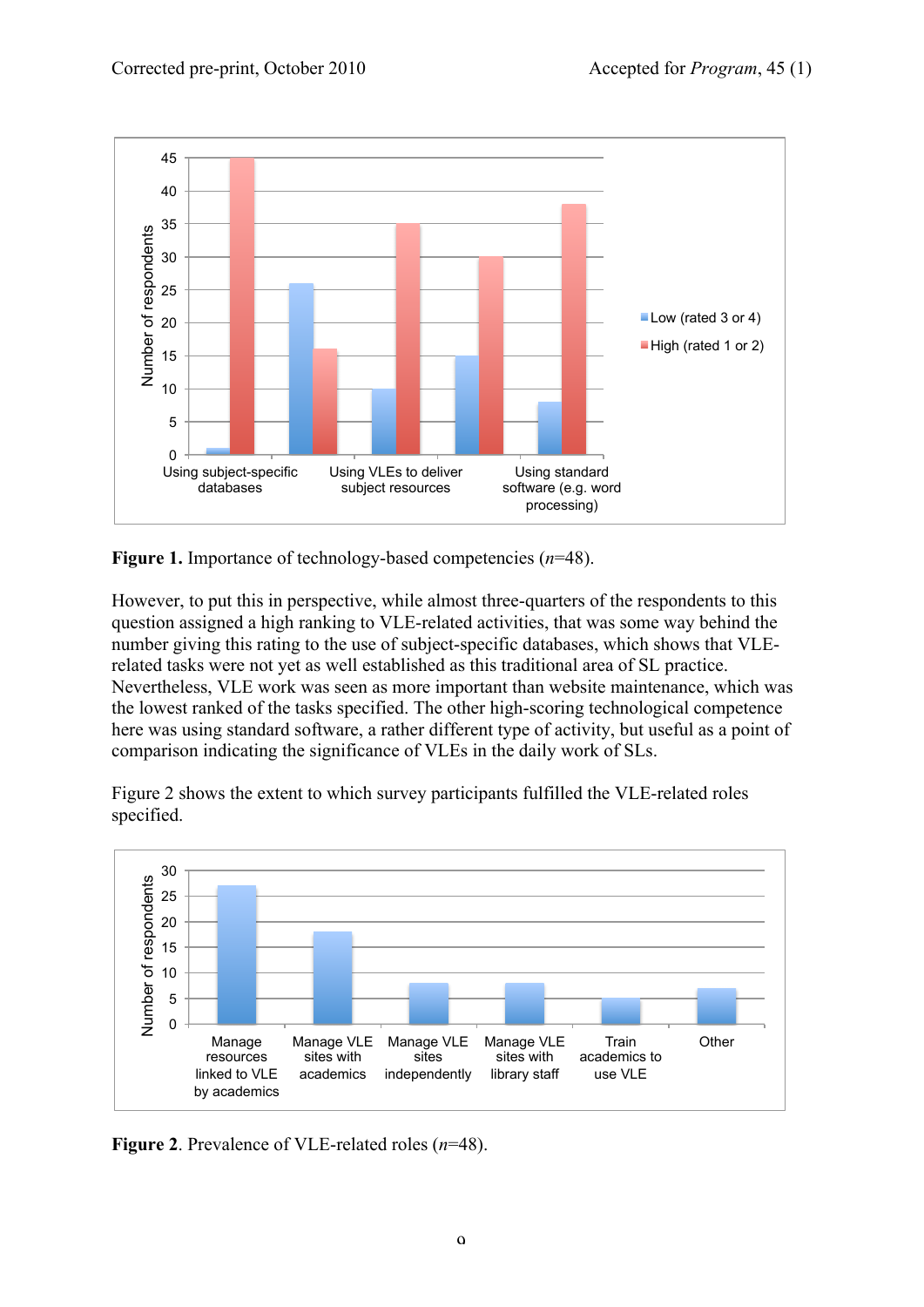**Figure 1.** Importance of technology-based competencies (*n*=48).

However, to put this in perspective, while almost three-quarters of the respondents to this question assigned a high ranking to VLE-related activities, that was some way behind the number giving this rating to the use of subject-specific databases, which shows that VLE-related tasks were not yet as well established as this traditional area of SL practice. Nevertheless, VLE work was seen as more important than website maintenance, which was the lowest ranked of the tasks specified. The other high-scoring technological competence here was using standard software, a rather different type of activity, but useful as a point of comparison indicating the significance of VLEs in the daily work of SLs.

Figure 2 shows the extent to which survey participants fulfilled the VLE-related roles specified.

**Figure 2**. Prevalence of VLE-related roles (*n*=48).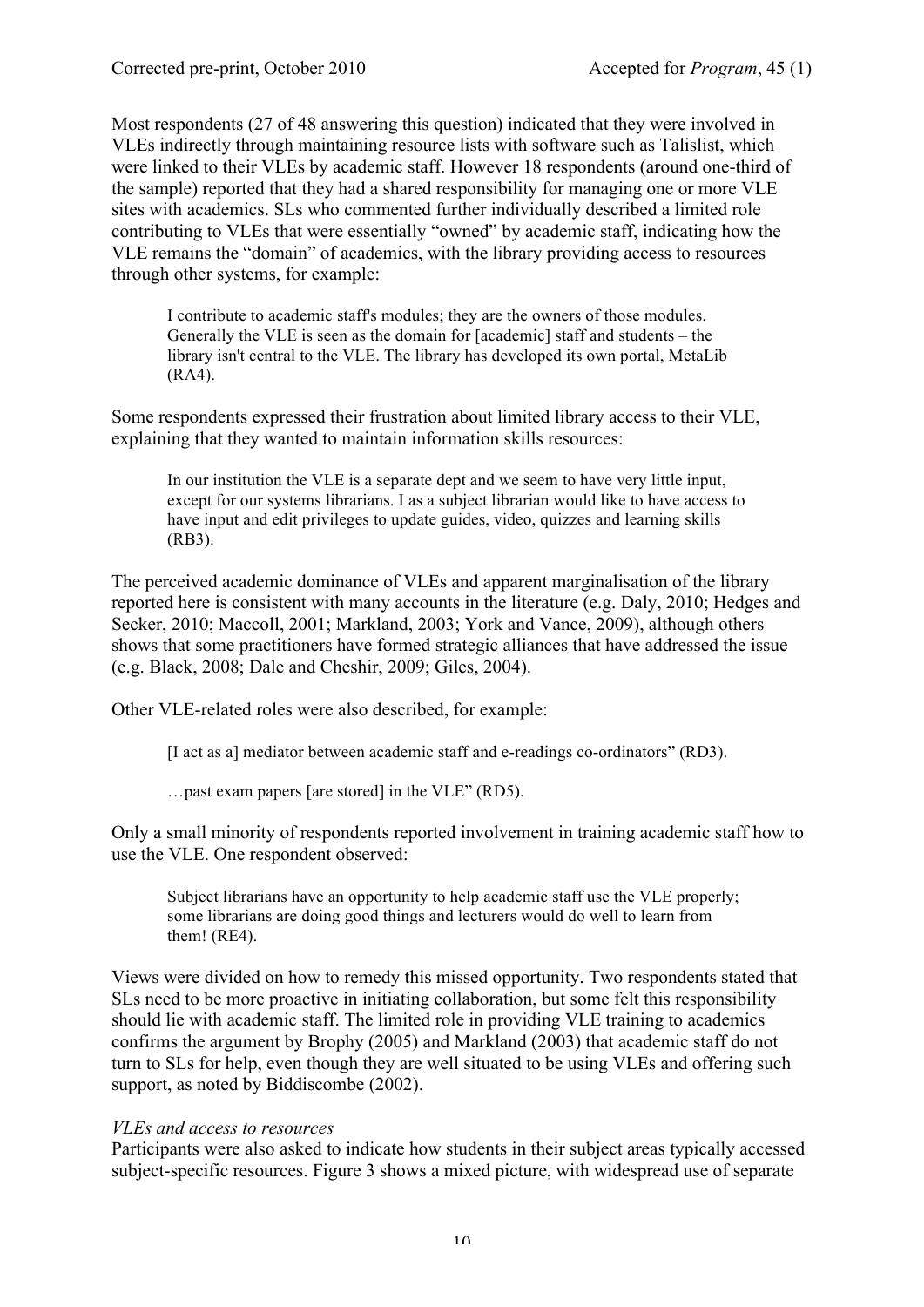Most respondents (27 of 48 answering this question) indicated that they were involved in VLEs indirectly through maintaining resource lists with software such as Talislist, which were linked to their VLEs by academic staff. However 18 respondents (around one-third of the sample) reported that they had a shared responsibility for managing one or more VLE sites with academics. SLs who commented further individually described a limited role contributing to VLEs that were essentially "owned" by academic staff, indicating how the VLE remains the "domain" of academics, with the library providing access to resources through other systems, for example:

> I contribute to academic staff's modules; they are the owners of those modules. Generally the VLE is seen as the domain for [academic] staff and students – the library isn't central to the VLE. The library has developed its own portal, MetaLib (RA4).

Some respondents expressed their frustration about limited library access to their VLE, explaining that they wanted to maintain information skills resources:

> In our institution the VLE is a separate dept and we seem to have very little input, except for our systems librarians. I as a subject librarian would like to have access to have input and edit privileges to update guides, video, quizzes and learning skills (RB3).

The perceived academic dominance of VLEs and apparent marginalisation of the library reported here is consistent with many accounts in the literature (e.g. Daly, 2010; Hedges and Secker, 2010; Maccoll, 2001; Markland, 2003; York and Vance, 2009), although others shows that some practitioners have formed strategic alliances that have addressed the issue (e.g. Black, 2008; Dale and Cheshir, 2009; Giles, 2004).

Other VLE-related roles were also described, for example:

> [I act as a] mediator between academic staff and e-readings co-ordinators" (RD3).

> …past exam papers [are stored] in the VLE" (RD5).

Only a small minority of respondents reported involvement in training academic staff how to use the VLE. One respondent observed:

> Subject librarians have an opportunity to help academic staff use the VLE properly; some librarians are doing good things and lecturers would do well to learn from them! (RE4).

Views were divided on how to remedy this missed opportunity. Two respondents stated that SLs need to be more proactive in initiating collaboration, but some felt this responsibility should lie with academic staff. The limited role in providing VLE training to academics confirms the argument by Brophy (2005) and Markland (2003) that academic staff do not turn to SLs for help, even though they are well situated to be using VLEs and offering such support, as noted by Biddiscombe (2002).

*VLEs and access to resources*

Participants were also asked to indicate how students in their subject areas typically accessed subject-specific resources. Figure 3 shows a mixed picture, with widespread use of separate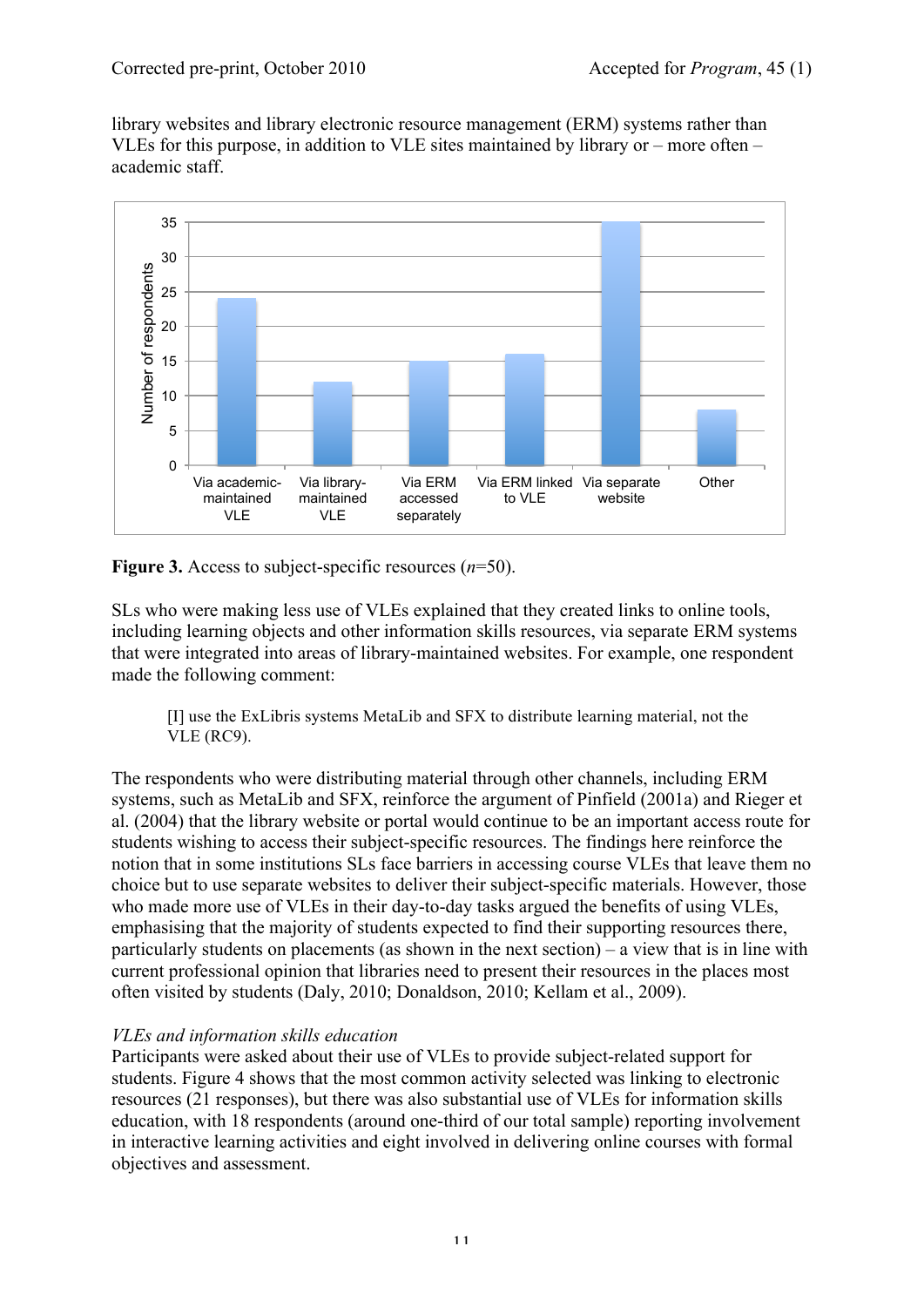library websites and library electronic resource management (ERM) systems rather than VLEs for this purpose, in addition to VLE sites maintained by library or – more often – academic staff.

Figure 3. Access to subject-specific resources ($n$=50).

SLs who were making less use of VLEs explained that they created links to online tools, including learning objects and other information skills resources, via separate ERM systems that were integrated into areas of library-maintained websites. For example, one respondent made the following comment:

> [I] use the ExLibris systems MetaLib and SFX to distribute learning material, not the VLE (RC9).

The respondents who were distributing material through other channels, including ERM systems, such as MetaLib and SFX, reinforce the argument of Pinfield (2001a) and Rieger et al. (2004) that the library website or portal would continue to be an important access route for students wishing to access their subject-specific resources. The findings here reinforce the notion that in some institutions SLs face barriers in accessing course VLEs that leave them no choice but to use separate websites to deliver their subject-specific materials. However, those who made more use of VLEs in their day-to-day tasks argued the benefits of using VLEs, emphasising that the majority of students expected to find their supporting resources there, particularly students on placements (as shown in the next section) – a view that is in line with current professional opinion that libraries need to present their resources in the places most often visited by students (Daly, 2010; Donaldson, 2010; Kellam et al., 2009).

*VLEs and information skills education*

Participants were asked about their use of VLEs to provide subject-related support for students. Figure 4 shows that the most common activity selected was linking to electronic resources (21 responses), but there was also substantial use of VLEs for information skills education, with 18 respondents (around one-third of our total sample) reporting involvement in interactive learning activities and eight involved in delivering online courses with formal objectives and assessment.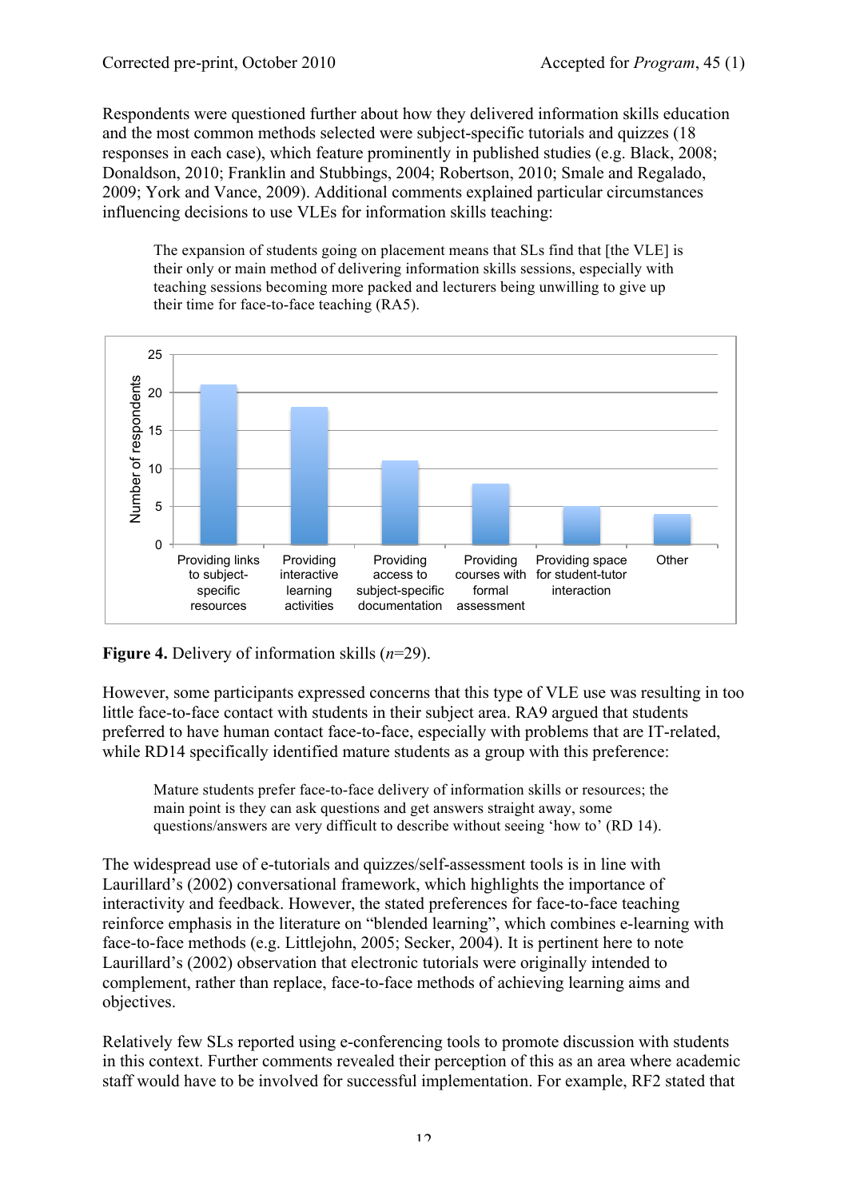Respondents were questioned further about how they delivered information skills education and the most common methods selected were subject-specific tutorials and quizzes (18 responses in each case), which feature prominently in published studies (e.g. Black, 2008; Donaldson, 2010; Franklin and Stubbings, 2004; Robertson, 2010; Smale and Regalado, 2009; York and Vance, 2009). Additional comments explained particular circumstances influencing decisions to use VLEs for information skills teaching:

> The expansion of students going on placement means that SLs find that [the VLE] is their only or main method of delivering information skills sessions, especially with teaching sessions becoming more packed and lecturers being unwilling to give up their time for face-to-face teaching (RA5).

**Figure 4.** Delivery of information skills (*n*=29).

However, some participants expressed concerns that this type of VLE use was resulting in too little face-to-face contact with students in their subject area. RA9 argued that students preferred to have human contact face-to-face, especially with problems that are IT-related, while RD14 specifically identified mature students as a group with this preference:

> Mature students prefer face-to-face delivery of information skills or resources; the main point is they can ask questions and get answers straight away, some questions/answers are very difficult to describe without seeing 'how to' (RD 14).

The widespread use of e-tutorials and quizzes/self-assessment tools is in line with Laurillard's (2002) conversational framework, which highlights the importance of interactivity and feedback. However, the stated preferences for face-to-face teaching reinforce emphasis in the literature on "blended learning", which combines e-learning with face-to-face methods (e.g. Littlejohn, 2005; Secker, 2004). It is pertinent here to note Laurillard's (2002) observation that electronic tutorials were originally intended to complement, rather than replace, face-to-face methods of achieving learning aims and objectives.

Relatively few SLs reported using e-conferencing tools to promote discussion with students in this context. Further comments revealed their perception of this as an area where academic staff would have to be involved for successful implementation. For example, RF2 stated that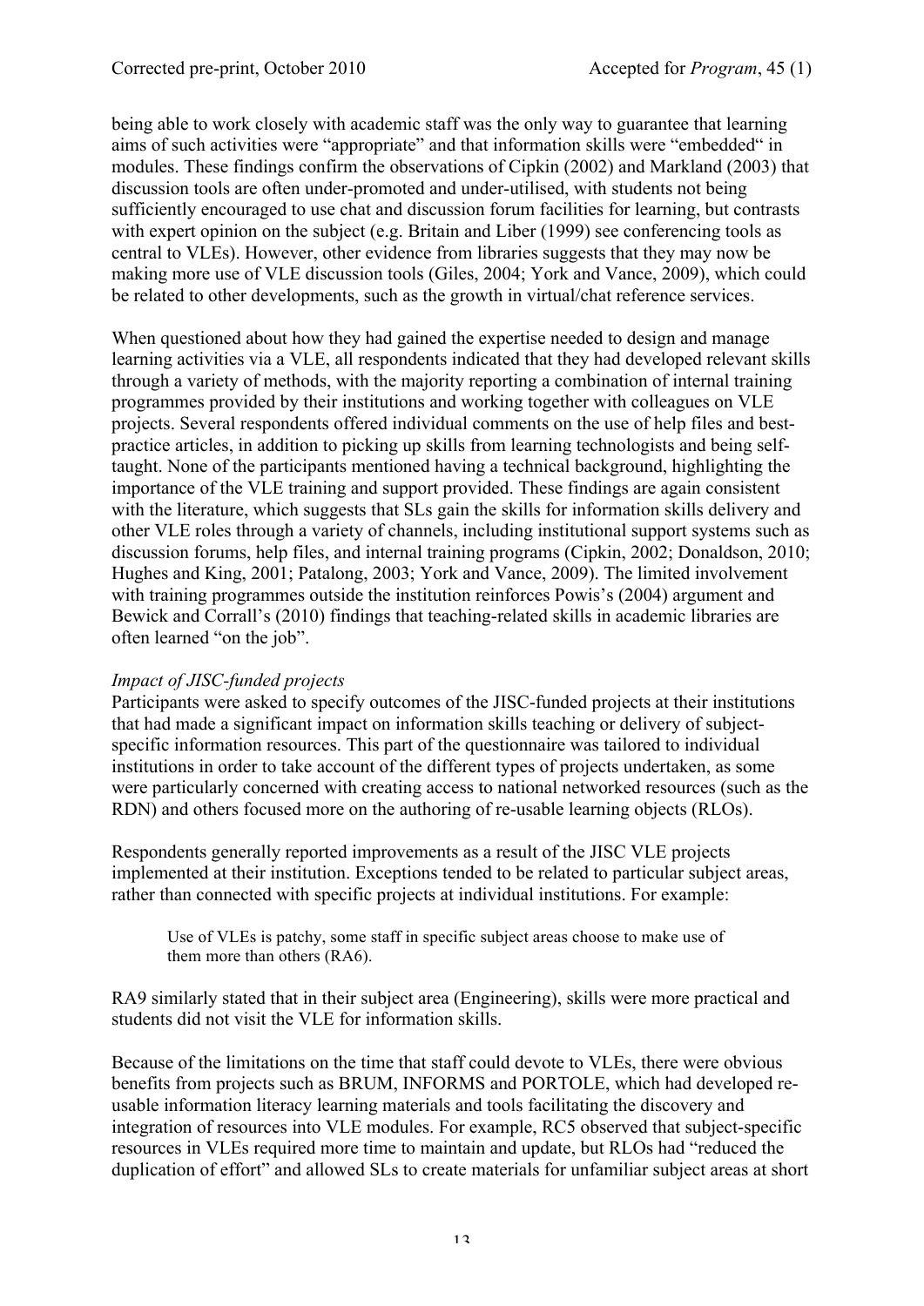being able to work closely with academic staff was the only way to guarantee that learning aims of such activities were "appropriate" and that information skills were "embedded" in modules. These findings confirm the observations of Cipkin (2002) and Markland (2003) that discussion tools are often under-promoted and under-utilised, with students not being sufficiently encouraged to use chat and discussion forum facilities for learning, but contrasts with expert opinion on the subject (e.g. Britain and Liber (1999) see conferencing tools as central to VLEs). However, other evidence from libraries suggests that they may now be making more use of VLE discussion tools (Giles, 2004; York and Vance, 2009), which could be related to other developments, such as the growth in virtual/chat reference services.

When questioned about how they had gained the expertise needed to design and manage learning activities via a VLE, all respondents indicated that they had developed relevant skills through a variety of methods, with the majority reporting a combination of internal training programmes provided by their institutions and working together with colleagues on VLE projects. Several respondents offered individual comments on the use of help files and best-practice articles, in addition to picking up skills from learning technologists and being self-taught. None of the participants mentioned having a technical background, highlighting the importance of the VLE training and support provided. These findings are again consistent with the literature, which suggests that SLs gain the skills for information skills delivery and other VLE roles through a variety of channels, including institutional support systems such as discussion forums, help files, and internal training programs (Cipkin, 2002; Donaldson, 2010; Hughes and King, 2001; Patalong, 2003; York and Vance, 2009). The limited involvement with training programmes outside the institution reinforces Powis's (2004) argument and Bewick and Corrall's (2010) findings that teaching-related skills in academic libraries are often learned "on the job".

*Impact of JISC-funded projects*

Participants were asked to specify outcomes of the JISC-funded projects at their institutions that had made a significant impact on information skills teaching or delivery of subject-specific information resources. This part of the questionnaire was tailored to individual institutions in order to take account of the different types of projects undertaken, as some were particularly concerned with creating access to national networked resources (such as the RDN) and others focused more on the authoring of re-usable learning objects (RLOs).

Respondents generally reported improvements as a result of the JISC VLE projects implemented at their institution. Exceptions tended to be related to particular subject areas, rather than connected with specific projects at individual institutions. For example:

> Use of VLEs is patchy, some staff in specific subject areas choose to make use of them more than others (RA6).

RA9 similarly stated that in their subject area (Engineering), skills were more practical and students did not visit the VLE for information skills.

Because of the limitations on the time that staff could devote to VLEs, there were obvious benefits from projects such as BRUM, INFORMS and PORTOLE, which had developed re-usable information literacy learning materials and tools facilitating the discovery and integration of resources into VLE modules. For example, RC5 observed that subject-specific resources in VLEs required more time to maintain and update, but RLOs had "reduced the duplication of effort" and allowed SLs to create materials for unfamiliar subject areas at short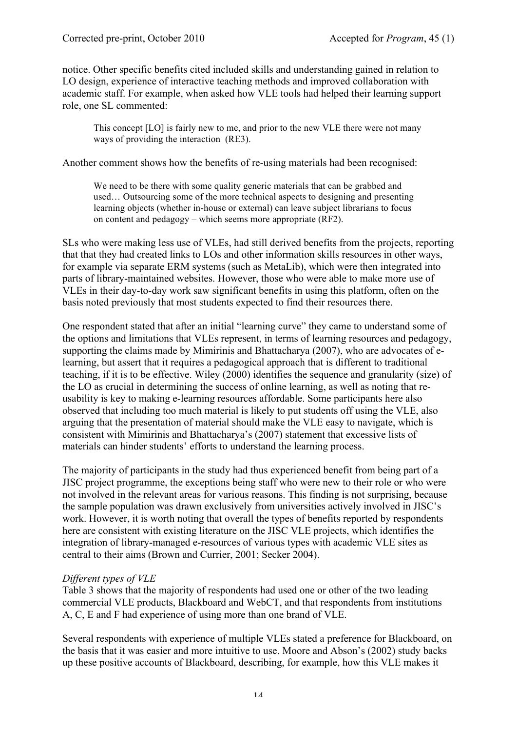notice. Other specific benefits cited included skills and understanding gained in relation to LO design, experience of interactive teaching methods and improved collaboration with academic staff. For example, when asked how VLE tools had helped their learning support role, one SL commented:

> This concept [LO] is fairly new to me, and prior to the new VLE there were not many ways of providing the interaction (RE3).

Another comment shows how the benefits of re-using materials had been recognised:

> We need to be there with some quality generic materials that can be grabbed and used… Outsourcing some of the more technical aspects to designing and presenting learning objects (whether in-house or external) can leave subject librarians to focus on content and pedagogy – which seems more appropriate (RF2).

SLs who were making less use of VLEs, had still derived benefits from the projects, reporting that that they had created links to LOs and other information skills resources in other ways, for example via separate ERM systems (such as MetaLib), which were then integrated into parts of library-maintained websites. However, those who were able to make more use of VLEs in their day-to-day work saw significant benefits in using this platform, often on the basis noted previously that most students expected to find their resources there.

One respondent stated that after an initial "learning curve" they came to understand some of the options and limitations that VLEs represent, in terms of learning resources and pedagogy, supporting the claims made by Mimirinis and Bhattacharya (2007), who are advocates of e-learning, but assert that it requires a pedagogical approach that is different to traditional teaching, if it is to be effective. Wiley (2000) identifies the sequence and granularity (size) of the LO as crucial in determining the success of online learning, as well as noting that re-usability is key to making e-learning resources affordable. Some participants here also observed that including too much material is likely to put students off using the VLE, also arguing that the presentation of material should make the VLE easy to navigate, which is consistent with Mimirinis and Bhattacharya's (2007) statement that excessive lists of materials can hinder students' efforts to understand the learning process.

The majority of participants in the study had thus experienced benefit from being part of a JISC project programme, the exceptions being staff who were new to their role or who were not involved in the relevant areas for various reasons. This finding is not surprising, because the sample population was drawn exclusively from universities actively involved in JISC's work. However, it is worth noting that overall the types of benefits reported by respondents here are consistent with existing literature on the JISC VLE projects, which identifies the integration of library-managed e-resources of various types with academic VLE sites as central to their aims (Brown and Currier, 2001; Secker 2004).

*Different types of VLE*

Table 3 shows that the majority of respondents had used one or other of the two leading commercial VLE products, Blackboard and WebCT, and that respondents from institutions A, C, E and F had experience of using more than one brand of VLE.

Several respondents with experience of multiple VLEs stated a preference for Blackboard, on the basis that it was easier and more intuitive to use. Moore and Abson's (2002) study backs up these positive accounts of Blackboard, describing, for example, how this VLE makes it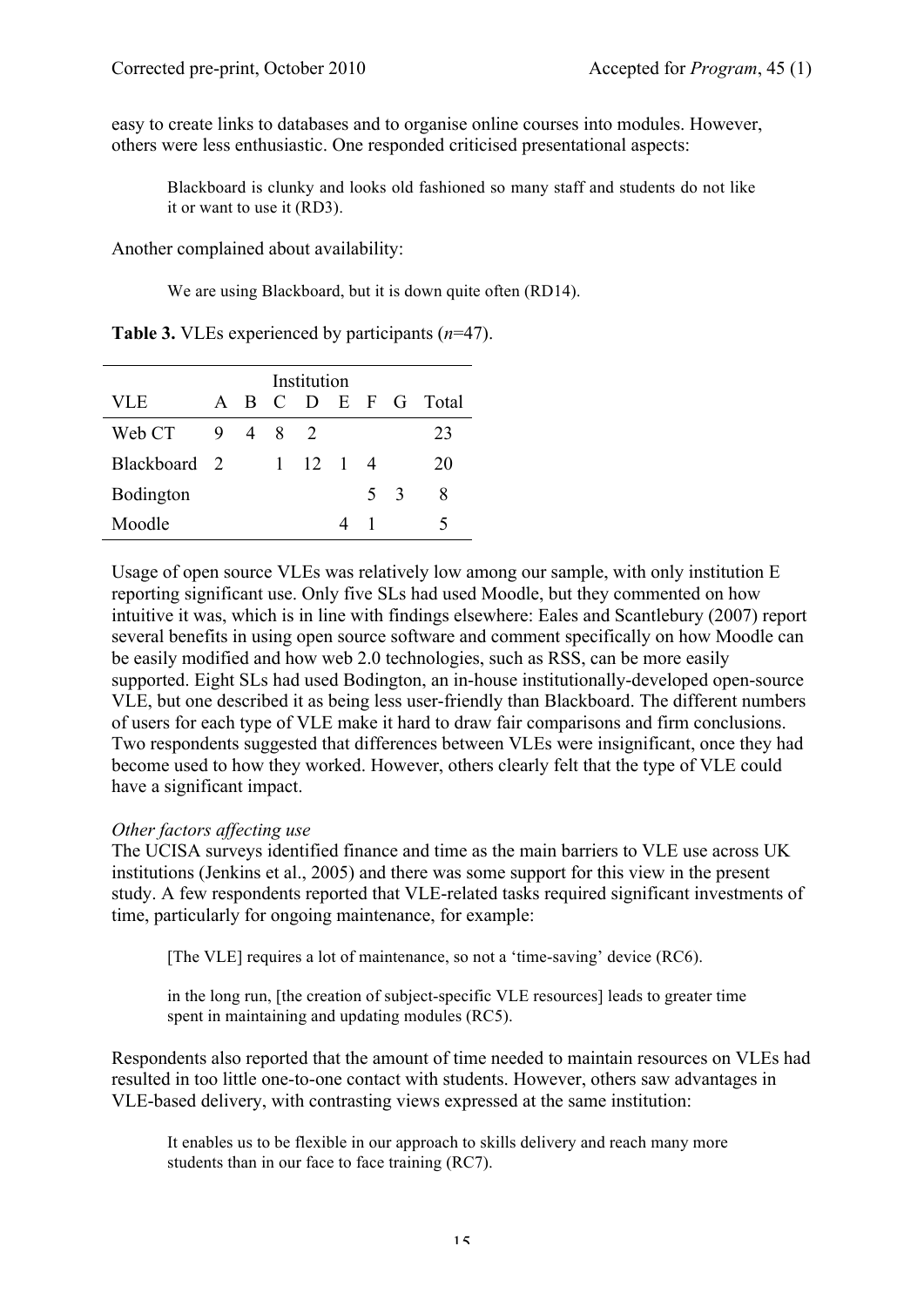easy to create links to databases and to organise online courses into modules. However, others were less enthusiastic. One responded criticised presentational aspects:

> Blackboard is clunky and looks old fashioned so many staff and students do not like it or want to use it (RD3).

Another complained about availability:

> We are using Blackboard, but it is down quite often (RD14).

**Table 3.** VLEs experienced by participants (*n*=47).

| | Institution | | | | | | | |
|---|---|---|---|---|---|---|---|---|
| VLE | A | B | C | D | E | F | G | Total |
| Web CT | 9 | 4 | 8 | 2 | | | | 23 |
| Blackboard | 2 | | 1 | 12 | 1 | 4 | | 20 |
| Bodington | | | | | | 5 | 3 | 8 |
| Moodle | | | | | 4 | 1 | | 5 |

Usage of open source VLEs was relatively low among our sample, with only institution E reporting significant use. Only five SLs had used Moodle, but they commented on how intuitive it was, which is in line with findings elsewhere: Eales and Scantlebury (2007) report several benefits in using open source software and comment specifically on how Moodle can be easily modified and how web 2.0 technologies, such as RSS, can be more easily supported. Eight SLs had used Bodington, an in-house institutionally-developed open-source VLE, but one described it as being less user-friendly than Blackboard. The different numbers of users for each type of VLE make it hard to draw fair comparisons and firm conclusions. Two respondents suggested that differences between VLEs were insignificant, once they had become used to how they worked. However, others clearly felt that the type of VLE could have a significant impact.

*Other factors affecting use*

The UCISA surveys identified finance and time as the main barriers to VLE use across UK institutions (Jenkins et al., 2005) and there was some support for this view in the present study. A few respondents reported that VLE-related tasks required significant investments of time, particularly for ongoing maintenance, for example:

> [The VLE] requires a lot of maintenance, so not a 'time-saving' device (RC6).

> in the long run, [the creation of subject-specific VLE resources] leads to greater time spent in maintaining and updating modules (RC5).

Respondents also reported that the amount of time needed to maintain resources on VLEs had resulted in too little one-to-one contact with students. However, others saw advantages in VLE-based delivery, with contrasting views expressed at the same institution:

> It enables us to be flexible in our approach to skills delivery and reach many more students than in our face to face training (RC7).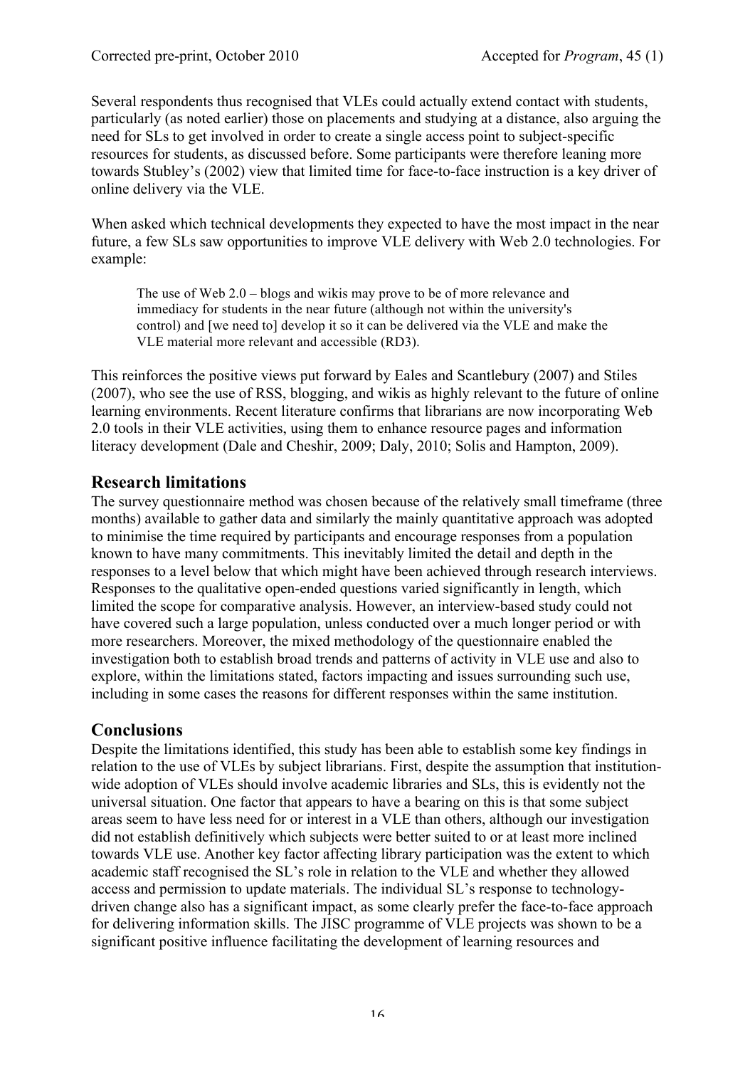Several respondents thus recognised that VLEs could actually extend contact with students, particularly (as noted earlier) those on placements and studying at a distance, also arguing the need for SLs to get involved in order to create a single access point to subject-specific resources for students, as discussed before. Some participants were therefore leaning more towards Stubley's (2002) view that limited time for face-to-face instruction is a key driver of online delivery via the VLE.

When asked which technical developments they expected to have the most impact in the near future, a few SLs saw opportunities to improve VLE delivery with Web 2.0 technologies. For example:

> The use of Web 2.0 – blogs and wikis may prove to be of more relevance and immediacy for students in the near future (although not within the university's control) and [we need to] develop it so it can be delivered via the VLE and make the VLE material more relevant and accessible (RD3).

This reinforces the positive views put forward by Eales and Scantlebury (2007) and Stiles (2007), who see the use of RSS, blogging, and wikis as highly relevant to the future of online learning environments. Recent literature confirms that librarians are now incorporating Web 2.0 tools in their VLE activities, using them to enhance resource pages and information literacy development (Dale and Cheshir, 2009; Daly, 2010; Solis and Hampton, 2009).

## Research limitations

The survey questionnaire method was chosen because of the relatively small timeframe (three months) available to gather data and similarly the mainly quantitative approach was adopted to minimise the time required by participants and encourage responses from a population known to have many commitments. This inevitably limited the detail and depth in the responses to a level below that which might have been achieved through research interviews. Responses to the qualitative open-ended questions varied significantly in length, which limited the scope for comparative analysis. However, an interview-based study could not have covered such a large population, unless conducted over a much longer period or with more researchers. Moreover, the mixed methodology of the questionnaire enabled the investigation both to establish broad trends and patterns of activity in VLE use and also to explore, within the limitations stated, factors impacting and issues surrounding such use, including in some cases the reasons for different responses within the same institution.

## Conclusions

Despite the limitations identified, this study has been able to establish some key findings in relation to the use of VLEs by subject librarians. First, despite the assumption that institution-wide adoption of VLEs should involve academic libraries and SLs, this is evidently not the universal situation. One factor that appears to have a bearing on this is that some subject areas seem to have less need for or interest in a VLE than others, although our investigation did not establish definitively which subjects were better suited to or at least more inclined towards VLE use. Another key factor affecting library participation was the extent to which academic staff recognised the SL's role in relation to the VLE and whether they allowed access and permission to update materials. The individual SL's response to technology-driven change also has a significant impact, as some clearly prefer the face-to-face approach for delivering information skills. The JISC programme of VLE projects was shown to be a significant positive influence facilitating the development of learning resources and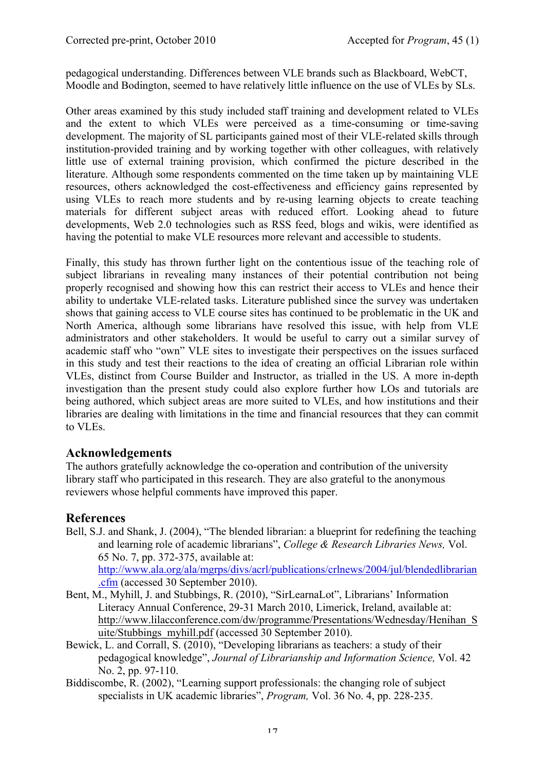pedagogical understanding. Differences between VLE brands such as Blackboard, WebCT, Moodle and Bodington, seemed to have relatively little influence on the use of VLEs by SLs.

Other areas examined by this study included staff training and development related to VLEs and the extent to which VLEs were perceived as a time-consuming or time-saving development. The majority of SL participants gained most of their VLE-related skills through institution-provided training and by working together with other colleagues, with relatively little use of external training provision, which confirmed the picture described in the literature. Although some respondents commented on the time taken up by maintaining VLE resources, others acknowledged the cost-effectiveness and efficiency gains represented by using VLEs to reach more students and by re-using learning objects to create teaching materials for different subject areas with reduced effort. Looking ahead to future developments, Web 2.0 technologies such as RSS feed, blogs and wikis, were identified as having the potential to make VLE resources more relevant and accessible to students.

Finally, this study has thrown further light on the contentious issue of the teaching role of subject librarians in revealing many instances of their potential contribution not being properly recognised and showing how this can restrict their access to VLEs and hence their ability to undertake VLE-related tasks. Literature published since the survey was undertaken shows that gaining access to VLE course sites has continued to be problematic in the UK and North America, although some librarians have resolved this issue, with help from VLE administrators and other stakeholders. It would be useful to carry out a similar survey of academic staff who "own" VLE sites to investigate their perspectives on the issues surfaced in this study and test their reactions to the idea of creating an official Librarian role within VLEs, distinct from Course Builder and Instructor, as trialled in the US. A more in-depth investigation than the present study could also explore further how LOs and tutorials are being authored, which subject areas are more suited to VLEs, and how institutions and their libraries are dealing with limitations in the time and financial resources that they can commit to VLEs.

## Acknowledgements

The authors gratefully acknowledge the co-operation and contribution of the university library staff who participated in this research. They are also grateful to the anonymous reviewers whose helpful comments have improved this paper.

## References

Bell, S.J. and Shank, J. (2004), "The blended librarian: a blueprint for redefining the teaching and learning role of academic librarians", *College & Research Libraries News,* Vol. 65 No. 7, pp. 372-375, available at: http://www.ala.org/ala/mgrps/divs/acrl/publications/crlnews/2004/jul/blendedlibrarian.cfm (accessed 30 September 2010).

Bent, M., Myhill, J. and Stubbings, R. (2010), "SirLearnaLot", Librarians' Information Literacy Annual Conference, 29-31 March 2010, Limerick, Ireland, available at: http://www.lilacconference.com/dw/programme/Presentations/Wednesday/Henihan_Suite/Stubbings_myhill.pdf (accessed 30 September 2010).

Bewick, L. and Corrall, S. (2010), "Developing librarians as teachers: a study of their pedagogical knowledge", *Journal of Librarianship and Information Science,* Vol. 42 No. 2, pp. 97-110.

Biddiscombe, R. (2002), "Learning support professionals: the changing role of subject specialists in UK academic libraries", *Program,* Vol. 36 No. 4, pp. 228-235.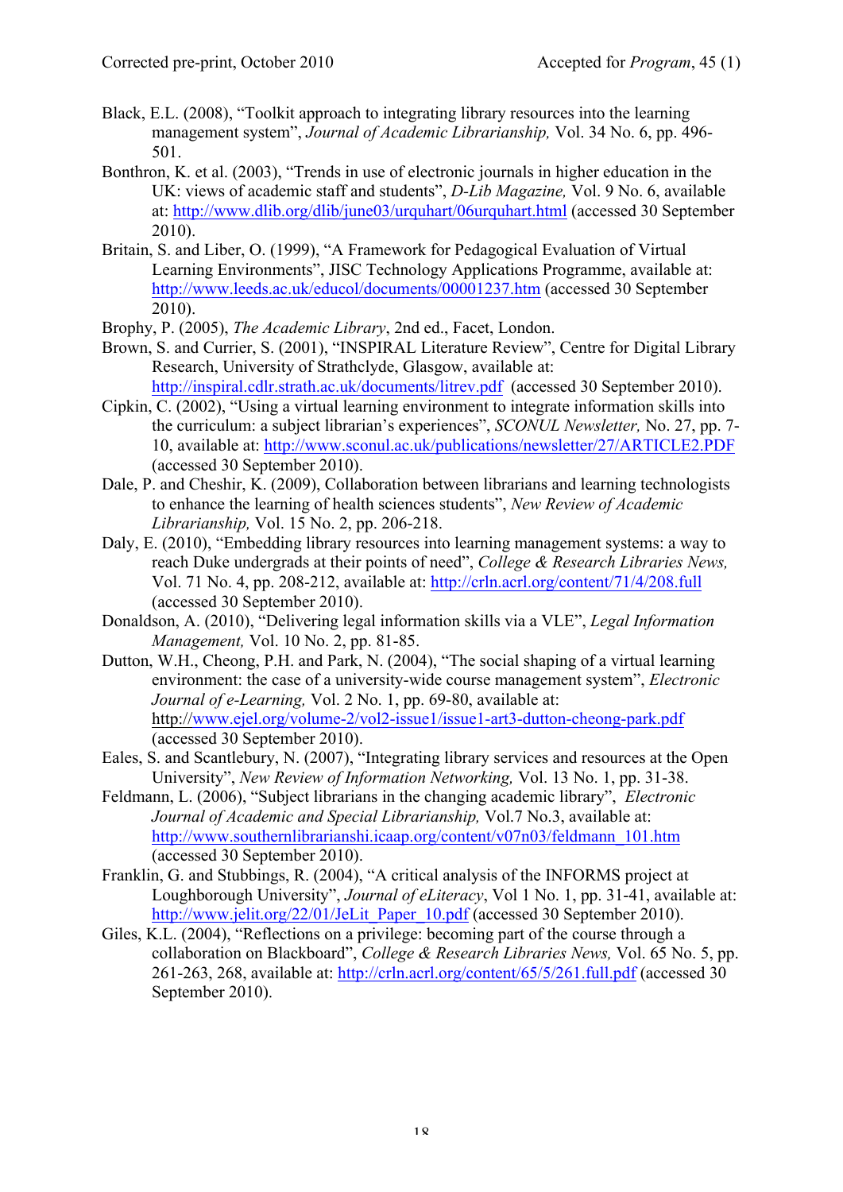Black, E.L. (2008), "Toolkit approach to integrating library resources into the learning management system", *Journal of Academic Librarianship,* Vol. 34 No. 6, pp. 496-501.

Bonthron, K. et al. (2003), "Trends in use of electronic journals in higher education in the UK: views of academic staff and students", *D-Lib Magazine,* Vol. 9 No. 6, available at: http://www.dlib.org/dlib/june03/urquhart/06urquhart.html (accessed 30 September 2010).

Britain, S. and Liber, O. (1999), "A Framework for Pedagogical Evaluation of Virtual Learning Environments", JISC Technology Applications Programme, available at: http://www.leeds.ac.uk/educol/documents/00001237.htm (accessed 30 September 2010).

Brophy, P. (2005), *The Academic Library*, 2nd ed., Facet, London.

Brown, S. and Currier, S. (2001), "INSPIRAL Literature Review", Centre for Digital Library Research, University of Strathclyde, Glasgow, available at: http://inspiral.cdlr.strath.ac.uk/documents/litrev.pdf (accessed 30 September 2010).

Cipkin, C. (2002), "Using a virtual learning environment to integrate information skills into the curriculum: a subject librarian's experiences", *SCONUL Newsletter,* No. 27, pp. 7-10, available at: http://www.sconul.ac.uk/publications/newsletter/27/ARTICLE2.PDF (accessed 30 September 2010).

Dale, P. and Cheshir, K. (2009), Collaboration between librarians and learning technologists to enhance the learning of health sciences students", *New Review of Academic Librarianship,* Vol. 15 No. 2, pp. 206-218.

Daly, E. (2010), "Embedding library resources into learning management systems: a way to reach Duke undergrads at their points of need", *College & Research Libraries News,* Vol. 71 No. 4, pp. 208-212, available at: http://crln.acrl.org/content/71/4/208.full (accessed 30 September 2010).

Donaldson, A. (2010), "Delivering legal information skills via a VLE", *Legal Information Management,* Vol. 10 No. 2, pp. 81-85.

Dutton, W.H., Cheong, P.H. and Park, N. (2004), "The social shaping of a virtual learning environment: the case of a university-wide course management system", *Electronic Journal of e-Learning,* Vol. 2 No. 1, pp. 69-80, available at: http://www.ejel.org/volume-2/vol2-issue1/issue1-art3-dutton-cheong-park.pdf (accessed 30 September 2010).

Eales, S. and Scantlebury, N. (2007), "Integrating library services and resources at the Open University", *New Review of Information Networking,* Vol. 13 No. 1, pp. 31-38.

Feldmann, L. (2006), "Subject librarians in the changing academic library", *Electronic Journal of Academic and Special Librarianship,* Vol.7 No.3, available at: http://www.southernlibrarianshi.icaap.org/content/v07n03/feldmann_101.htm (accessed 30 September 2010).

Franklin, G. and Stubbings, R. (2004), "A critical analysis of the INFORMS project at Loughborough University", *Journal of eLiteracy*, Vol 1 No. 1, pp. 31-41, available at: http://www.jelit.org/22/01/JeLit_Paper_10.pdf (accessed 30 September 2010).

Giles, K.L. (2004), "Reflections on a privilege: becoming part of the course through a collaboration on Blackboard", *College & Research Libraries News,* Vol. 65 No. 5, pp. 261-263, 268, available at: http://crln.acrl.org/content/65/5/261.full.pdf (accessed 30 September 2010).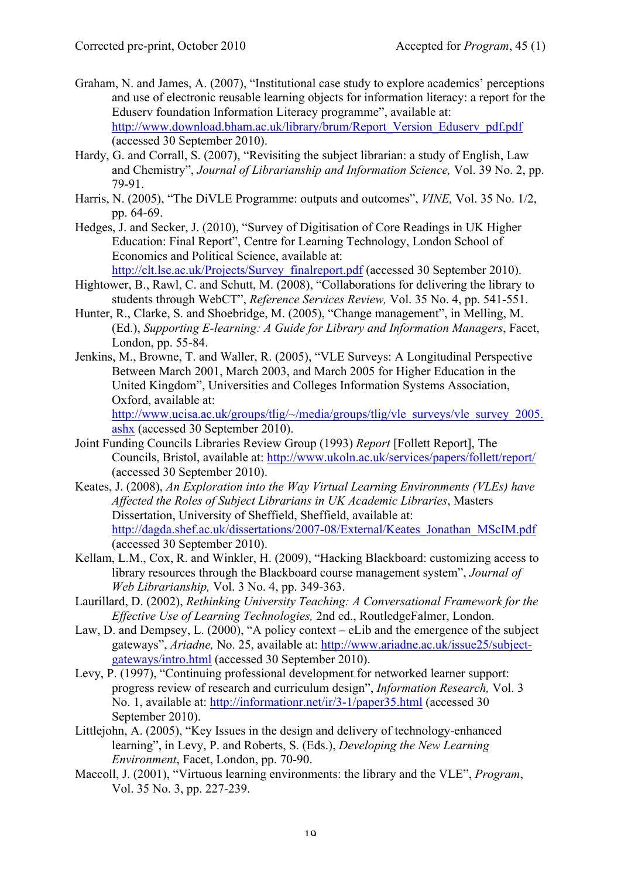Graham, N. and James, A. (2007), "Institutional case study to explore academics' perceptions and use of electronic reusable learning objects for information literacy: a report for the Eduserv foundation Information Literacy programme", available at: http://www.download.bham.ac.uk/library/brum/Report_Version_Eduserv_pdf.pdf (accessed 30 September 2010).

Hardy, G. and Corrall, S. (2007), "Revisiting the subject librarian: a study of English, Law and Chemistry", *Journal of Librarianship and Information Science,* Vol. 39 No. 2, pp. 79-91.

Harris, N. (2005), "The DiVLE Programme: outputs and outcomes", *VINE,* Vol. 35 No. 1/2, pp. 64-69.

Hedges, J. and Secker, J. (2010), "Survey of Digitisation of Core Readings in UK Higher Education: Final Report", Centre for Learning Technology, London School of Economics and Political Science, available at: http://clt.lse.ac.uk/Projects/Survey_finalreport.pdf (accessed 30 September 2010).

Hightower, B., Rawl, C. and Schutt, M. (2008), "Collaborations for delivering the library to students through WebCT", *Reference Services Review,* Vol. 35 No. 4, pp. 541-551.

Hunter, R., Clarke, S. and Shoebridge, M. (2005), "Change management", in Melling, M. (Ed.), *Supporting E-learning: A Guide for Library and Information Managers*, Facet, London, pp. 55-84.

Jenkins, M., Browne, T. and Waller, R. (2005), "VLE Surveys: A Longitudinal Perspective Between March 2001, March 2003, and March 2005 for Higher Education in the United Kingdom", Universities and Colleges Information Systems Association, Oxford, available at: http://www.ucisa.ac.uk/groups/tlig/~/media/groups/tlig/vle_surveys/vle_survey_2005.ashx (accessed 30 September 2010).

Joint Funding Councils Libraries Review Group (1993) *Report* [Follett Report], The Councils, Bristol, available at: http://www.ukoln.ac.uk/services/papers/follett/report/ (accessed 30 September 2010).

Keates, J. (2008), *An Exploration into the Way Virtual Learning Environments (VLEs) have Affected the Roles of Subject Librarians in UK Academic Libraries*, Masters Dissertation, University of Sheffield, Sheffield, available at: http://dagda.shef.ac.uk/dissertations/2007-08/External/Keates_Jonathan_MScIM.pdf (accessed 30 September 2010).

Kellam, L.M., Cox, R. and Winkler, H. (2009), "Hacking Blackboard: customizing access to library resources through the Blackboard course management system", *Journal of Web Librarianship,* Vol. 3 No. 4, pp. 349-363.

Laurillard, D. (2002), *Rethinking University Teaching: A Conversational Framework for the Effective Use of Learning Technologies,* 2nd ed., RoutledgeFalmer, London.

Law, D. and Dempsey, L. (2000), "A policy context – eLib and the emergence of the subject gateways", *Ariadne,* No. 25, available at: http://www.ariadne.ac.uk/issue25/subject-gateways/intro.html (accessed 30 September 2010).

Levy, P. (1997), "Continuing professional development for networked learner support: progress review of research and curriculum design", *Information Research,* Vol. 3 No. 1, available at: http://informationr.net/ir/3-1/paper35.html (accessed 30 September 2010).

Littlejohn, A. (2005), "Key Issues in the design and delivery of technology-enhanced learning", in Levy, P. and Roberts, S. (Eds.), *Developing the New Learning Environment*, Facet, London, pp. 70-90.

Maccoll, J. (2001), "Virtuous learning environments: the library and the VLE", *Program*, Vol. 35 No. 3, pp. 227-239.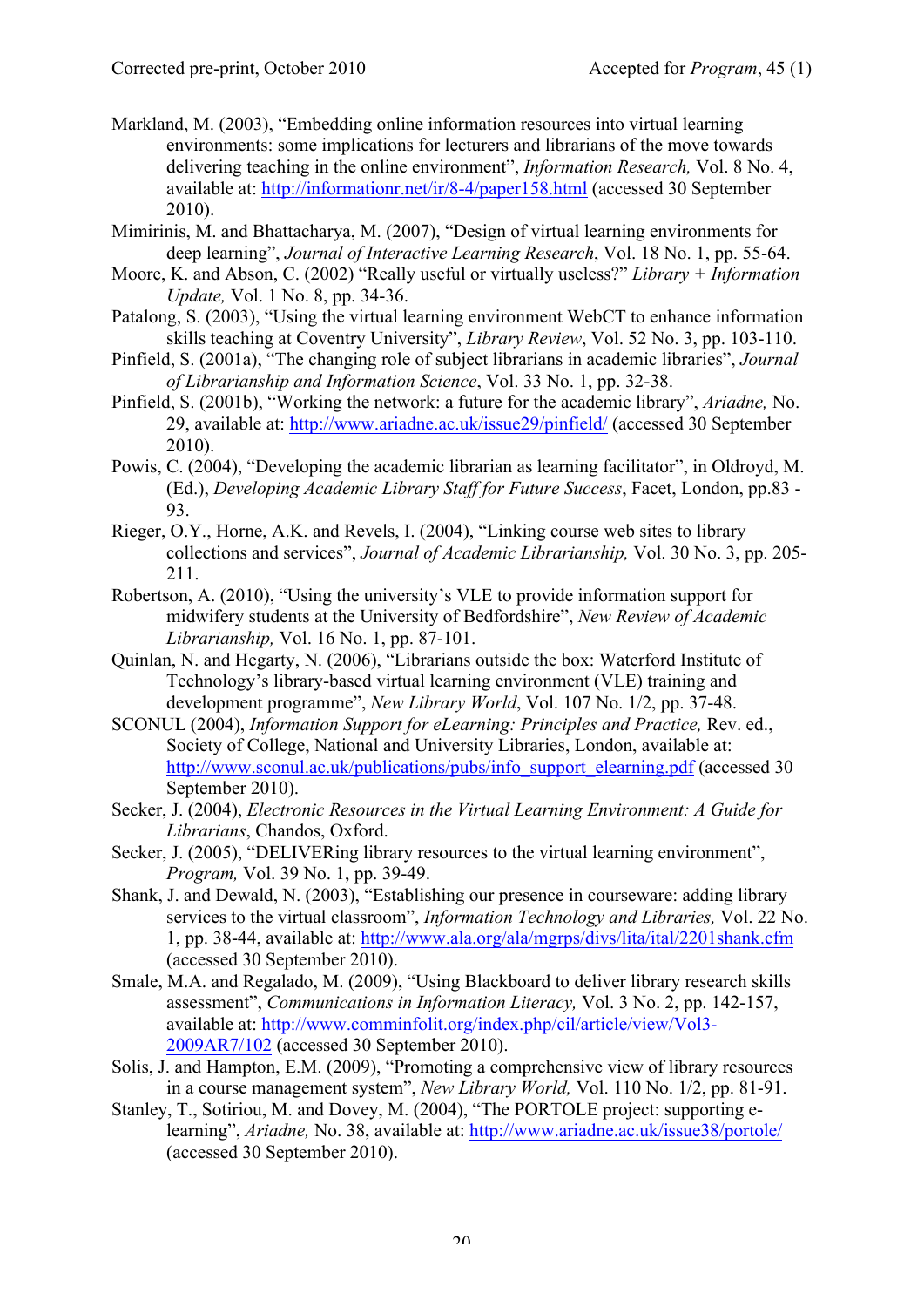Markland, M. (2003), “Embedding online information resources into virtual learning environments: some implications for lecturers and librarians of the move towards delivering teaching in the online environment”, *Information Research,* Vol. 8 No. 4, available at: http://informationr.net/ir/8-4/paper158.html (accessed 30 September 2010).

Mimirinis, M. and Bhattacharya, M. (2007), “Design of virtual learning environments for deep learning”, *Journal of Interactive Learning Research*, Vol. 18 No. 1, pp. 55-64.

Moore, K. and Abson, C. (2002) “Really useful or virtually useless?” *Library + Information Update,* Vol. 1 No. 8, pp. 34-36.

Patalong, S. (2003), “Using the virtual learning environment WebCT to enhance information skills teaching at Coventry University”, *Library Review*, Vol. 52 No. 3, pp. 103-110.

Pinfield, S. (2001a), “The changing role of subject librarians in academic libraries”, *Journal of Librarianship and Information Science*, Vol. 33 No. 1, pp. 32-38.

Pinfield, S. (2001b), “Working the network: a future for the academic library”, *Ariadne,* No. 29, available at: http://www.ariadne.ac.uk/issue29/pinfield/ (accessed 30 September 2010).

Powis, C. (2004), “Developing the academic librarian as learning facilitator”, in Oldroyd, M. (Ed.), *Developing Academic Library Staff for Future Success*, Facet, London, pp.83 - 93.

Rieger, O.Y., Horne, A.K. and Revels, I. (2004), “Linking course web sites to library collections and services”, *Journal of Academic Librarianship,* Vol. 30 No. 3, pp. 205-211.

Robertson, A. (2010), “Using the university’s VLE to provide information support for midwifery students at the University of Bedfordshire”, *New Review of Academic Librarianship,* Vol. 16 No. 1, pp. 87-101.

Quinlan, N. and Hegarty, N. (2006), “Librarians outside the box: Waterford Institute of Technology’s library-based virtual learning environment (VLE) training and development programme”, *New Library World*, Vol. 107 No. 1/2, pp. 37-48.

SCONUL (2004), *Information Support for eLearning: Principles and Practice,* Rev. ed., Society of College, National and University Libraries, London, available at: http://www.sconul.ac.uk/publications/pubs/info_support_elearning.pdf (accessed 30 September 2010).

Secker, J. (2004), *Electronic Resources in the Virtual Learning Environment: A Guide for Librarians*, Chandos, Oxford.

Secker, J. (2005), “DELIVERing library resources to the virtual learning environment”, *Program,* Vol. 39 No. 1, pp. 39-49.

Shank, J. and Dewald, N. (2003), “Establishing our presence in courseware: adding library services to the virtual classroom”, *Information Technology and Libraries,* Vol. 22 No. 1, pp. 38-44, available at: http://www.ala.org/ala/mgrps/divs/lita/ital/2201shank.cfm (accessed 30 September 2010).

Smale, M.A. and Regalado, M. (2009), “Using Blackboard to deliver library research skills assessment”, *Communications in Information Literacy,* Vol. 3 No. 2, pp. 142-157, available at: http://www.comminfolit.org/index.php/cil/article/view/Vol3-2009AR7/102 (accessed 30 September 2010).

Solis, J. and Hampton, E.M. (2009), “Promoting a comprehensive view of library resources in a course management system”, *New Library World,* Vol. 110 No. 1/2, pp. 81-91.

Stanley, T., Sotiriou, M. and Dovey, M. (2004), “The PORTOLE project: supporting e-learning”, *Ariadne,* No. 38, available at: http://www.ariadne.ac.uk/issue38/portole/ (accessed 30 September 2010).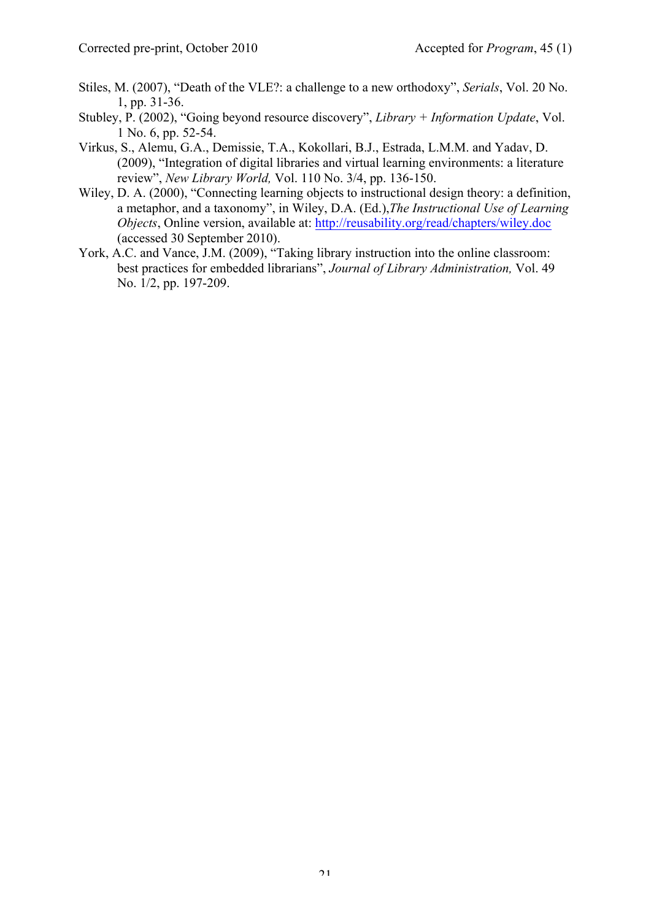Stiles, M. (2007), "Death of the VLE?: a challenge to a new orthodoxy", *Serials*, Vol. 20 No. 1, pp. 31-36.

Stubley, P. (2002), "Going beyond resource discovery", *Library + Information Update*, Vol. 1 No. 6, pp. 52-54.

Virkus, S., Alemu, G.A., Demissie, T.A., Kokollari, B.J., Estrada, L.M.M. and Yadav, D. (2009), "Integration of digital libraries and virtual learning environments: a literature review", *New Library World,* Vol. 110 No. 3/4, pp. 136-150.

Wiley, D. A. (2000), "Connecting learning objects to instructional design theory: a definition, a metaphor, and a taxonomy", in Wiley, D.A. (Ed.),*The Instructional Use of Learning Objects*, Online version, available at: http://reusability.org/read/chapters/wiley.doc (accessed 30 September 2010).

York, A.C. and Vance, J.M. (2009), "Taking library instruction into the online classroom: best practices for embedded librarians", *Journal of Library Administration,* Vol. 49 No. 1/2, pp. 197-209.